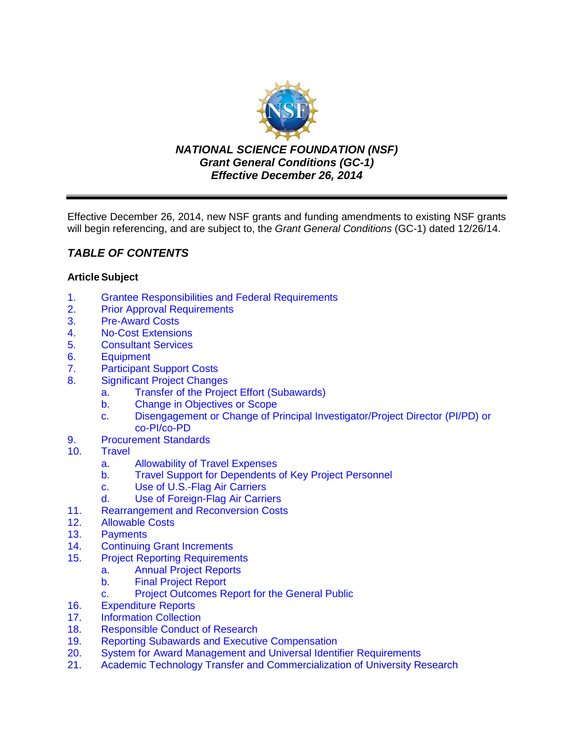***NATIONAL SCIENCE FOUNDATION (NSF)***
***Grant General Conditions (GC-1)***
***Effective December 26, 2014***

---

Effective December 26, 2014, new NSF grants and funding amendments to existing NSF grants will begin referencing, and are subject to, the *Grant General Conditions* (GC-1) dated 12/26/14.

## *TABLE OF CONTENTS*

**Article Subject**

1. Grantee Responsibilities and Federal Requirements
2. Prior Approval Requirements
3. Pre-Award Costs
4. No-Cost Extensions
5. Consultant Services
6. Equipment
7. Participant Support Costs
8. Significant Project Changes
    a. Transfer of the Project Effort (Subawards)
    b. Change in Objectives or Scope
    c. Disengagement or Change of Principal Investigator/Project Director (PI/PD) or co-PI/co-PD
9. Procurement Standards
10. Travel
    a. Allowability of Travel Expenses
    b. Travel Support for Dependents of Key Project Personnel
    c. Use of U.S.-Flag Air Carriers
    d. Use of Foreign-Flag Air Carriers
11. Rearrangement and Reconversion Costs
12. Allowable Costs
13. Payments
14. Continuing Grant Increments
15. Project Reporting Requirements
    a. Annual Project Reports
    b. Final Project Report
    c. Project Outcomes Report for the General Public
16. Expenditure Reports
17. Information Collection
18. Responsible Conduct of Research
19. Reporting Subawards and Executive Compensation
20. System for Award Management and Universal Identifier Requirements
21. Academic Technology Transfer and Commercialization of University Research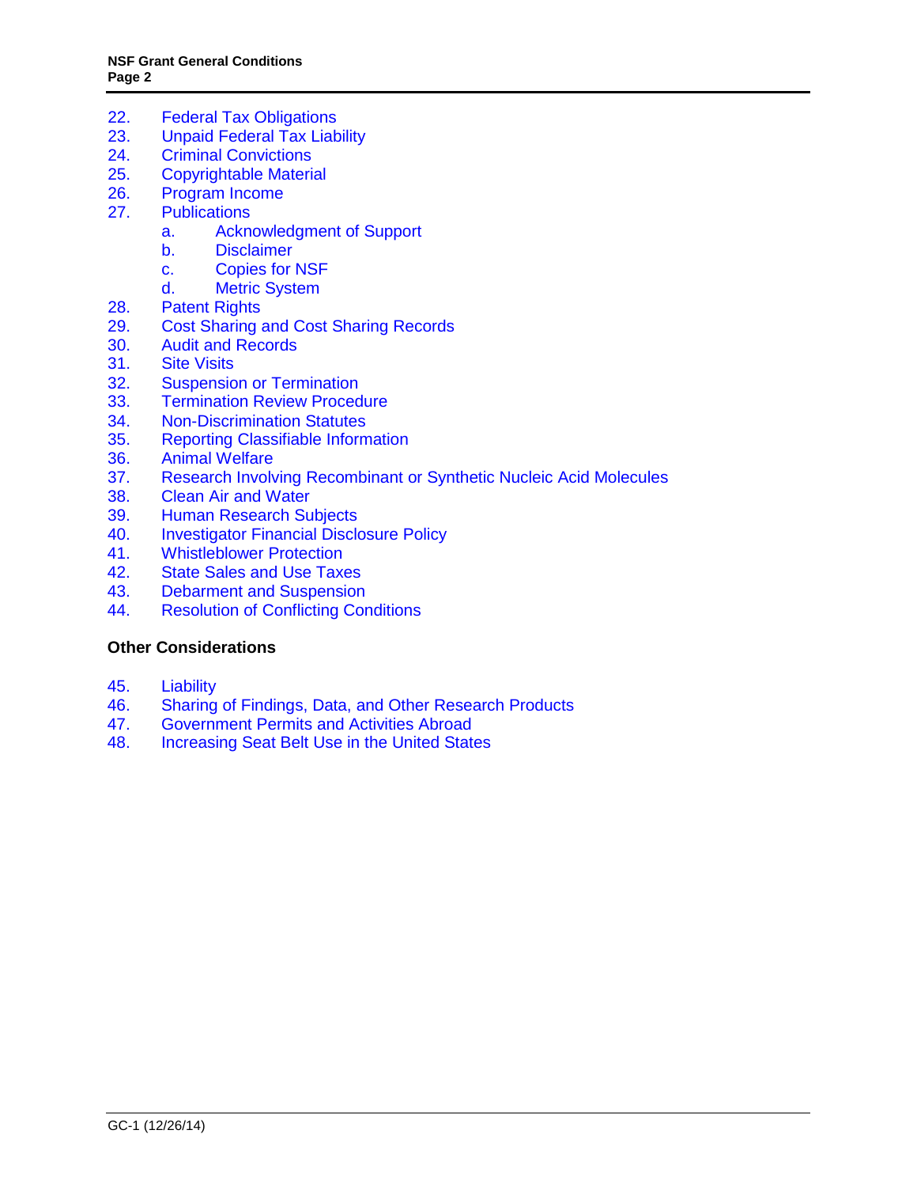22. Federal Tax Obligations
23. Unpaid Federal Tax Liability
24. Criminal Convictions
25. Copyrightable Material
26. Program Income
27. Publications
    a. Acknowledgment of Support
    b. Disclaimer
    c. Copies for NSF
    d. Metric System
28. Patent Rights
29. Cost Sharing and Cost Sharing Records
30. Audit and Records
31. Site Visits
32. Suspension or Termination
33. Termination Review Procedure
34. Non-Discrimination Statutes
35. Reporting Classifiable Information
36. Animal Welfare
37. Research Involving Recombinant or Synthetic Nucleic Acid Molecules
38. Clean Air and Water
39. Human Research Subjects
40. Investigator Financial Disclosure Policy
41. Whistleblower Protection
42. State Sales and Use Taxes
43. Debarment and Suspension
44. Resolution of Conflicting Conditions

**Other Considerations**

45. Liability
46. Sharing of Findings, Data, and Other Research Products
47. Government Permits and Activities Abroad
48. Increasing Seat Belt Use in the United States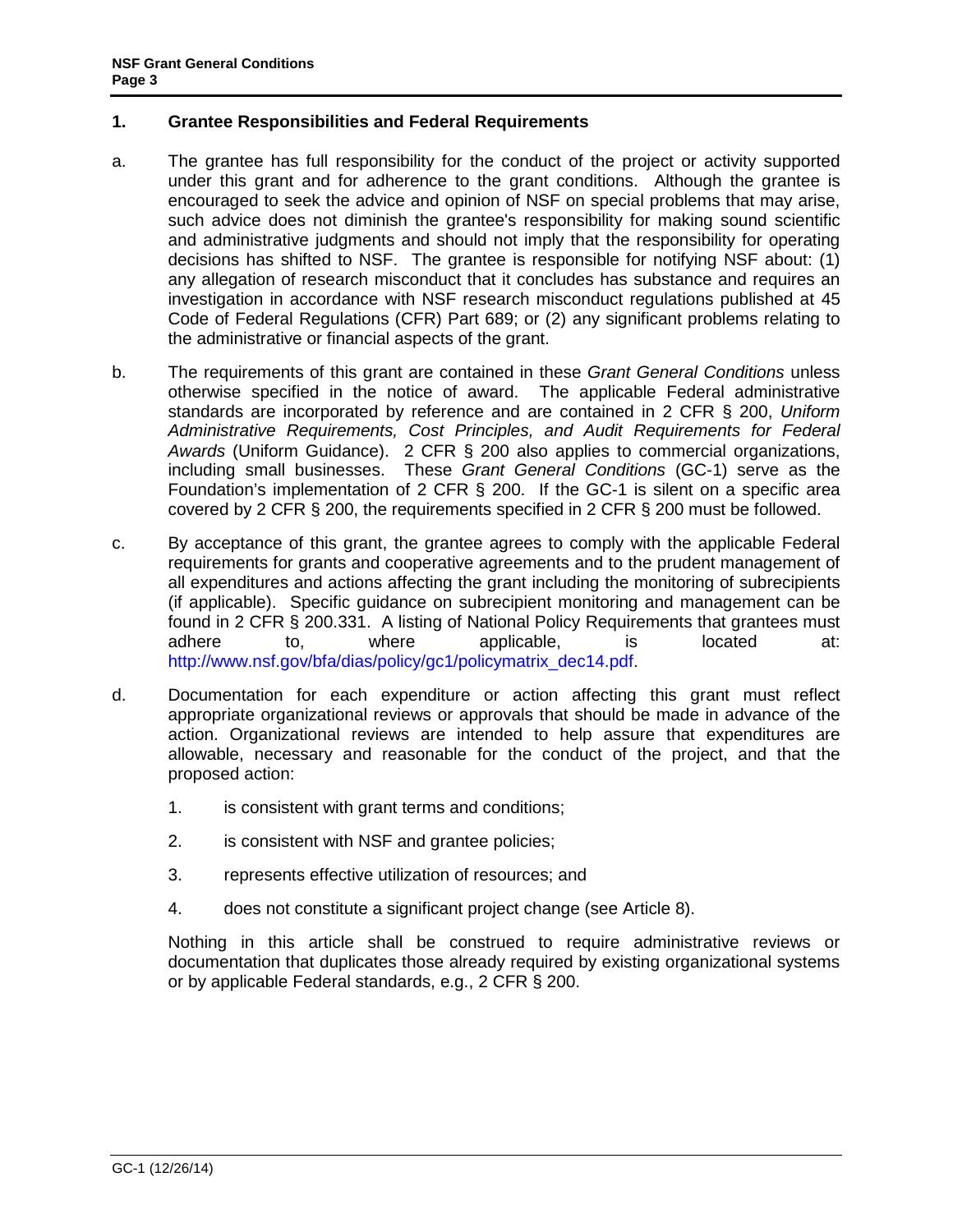## 1. Grantee Responsibilities and Federal Requirements

a. The grantee has full responsibility for the conduct of the project or activity supported under this grant and for adherence to the grant conditions. Although the grantee is encouraged to seek the advice and opinion of NSF on special problems that may arise, such advice does not diminish the grantee's responsibility for making sound scientific and administrative judgments and should not imply that the responsibility for operating decisions has shifted to NSF. The grantee is responsible for notifying NSF about: (1) any allegation of research misconduct that it concludes has substance and requires an investigation in accordance with NSF research misconduct regulations published at 45 Code of Federal Regulations (CFR) Part 689; or (2) any significant problems relating to the administrative or financial aspects of the grant.

b. The requirements of this grant are contained in these *Grant General Conditions* unless otherwise specified in the notice of award. The applicable Federal administrative standards are incorporated by reference and are contained in 2 CFR § 200, *Uniform Administrative Requirements, Cost Principles, and Audit Requirements for Federal Awards* (Uniform Guidance). 2 CFR § 200 also applies to commercial organizations, including small businesses. These *Grant General Conditions* (GC-1) serve as the Foundation's implementation of 2 CFR § 200. If the GC-1 is silent on a specific area covered by 2 CFR § 200, the requirements specified in 2 CFR § 200 must be followed.

c. By acceptance of this grant, the grantee agrees to comply with the applicable Federal requirements for grants and cooperative agreements and to the prudent management of all expenditures and actions affecting the grant including the monitoring of subrecipients (if applicable). Specific guidance on subrecipient monitoring and management can be found in 2 CFR § 200.331. A listing of National Policy Requirements that grantees must adhere to, where applicable, is located at: http://www.nsf.gov/bfa/dias/policy/gc1/policymatrix_dec14.pdf.

d. Documentation for each expenditure or action affecting this grant must reflect appropriate organizational reviews or approvals that should be made in advance of the action. Organizational reviews are intended to help assure that expenditures are allowable, necessary and reasonable for the conduct of the project, and that the proposed action:

   1. is consistent with grant terms and conditions;
   2. is consistent with NSF and grantee policies;
   3. represents effective utilization of resources; and
   4. does not constitute a significant project change (see Article 8).

   Nothing in this article shall be construed to require administrative reviews or documentation that duplicates those already required by existing organizational systems or by applicable Federal standards, e.g., 2 CFR § 200.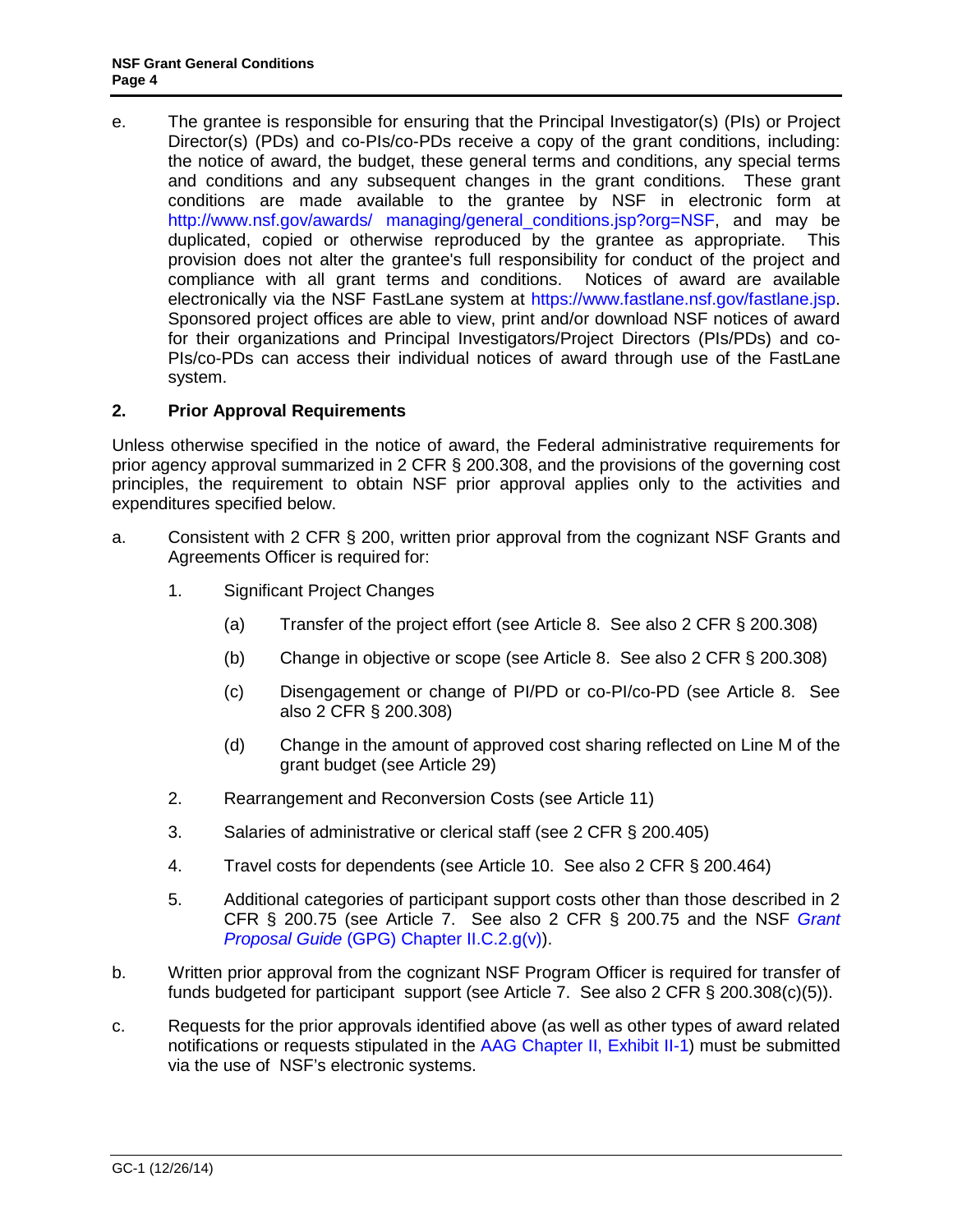e. The grantee is responsible for ensuring that the Principal Investigator(s) (PIs) or Project Director(s) (PDs) and co-PIs/co-PDs receive a copy of the grant conditions, including: the notice of award, the budget, these general terms and conditions, any special terms and conditions and any subsequent changes in the grant conditions. These grant conditions are made available to the grantee by NSF in electronic form at http://www.nsf.gov/awards/ managing/general_conditions.jsp?org=NSF, and may be duplicated, copied or otherwise reproduced by the grantee as appropriate. This provision does not alter the grantee's full responsibility for conduct of the project and compliance with all grant terms and conditions. Notices of award are available electronically via the NSF FastLane system at https://www.fastlane.nsf.gov/fastlane.jsp. Sponsored project offices are able to view, print and/or download NSF notices of award for their organizations and Principal Investigators/Project Directors (PIs/PDs) and co-PIs/co-PDs can access their individual notices of award through use of the FastLane system.

## 2. Prior Approval Requirements

Unless otherwise specified in the notice of award, the Federal administrative requirements for prior agency approval summarized in 2 CFR § 200.308, and the provisions of the governing cost principles, the requirement to obtain NSF prior approval applies only to the activities and expenditures specified below.

a. Consistent with 2 CFR § 200, written prior approval from the cognizant NSF Grants and Agreements Officer is required for:

   1. Significant Project Changes

      (a) Transfer of the project effort (see Article 8. See also 2 CFR § 200.308)

      (b) Change in objective or scope (see Article 8. See also 2 CFR § 200.308)

      (c) Disengagement or change of PI/PD or co-PI/co-PD (see Article 8. See also 2 CFR § 200.308)

      (d) Change in the amount of approved cost sharing reflected on Line M of the grant budget (see Article 29)

   2. Rearrangement and Reconversion Costs (see Article 11)

   3. Salaries of administrative or clerical staff (see 2 CFR § 200.405)

   4. Travel costs for dependents (see Article 10. See also 2 CFR § 200.464)

   5. Additional categories of participant support costs other than those described in 2 CFR § 200.75 (see Article 7. See also 2 CFR § 200.75 and the NSF *Grant Proposal Guide* (GPG) Chapter II.C.2.g(v)).

b. Written prior approval from the cognizant NSF Program Officer is required for transfer of funds budgeted for participant support (see Article 7. See also 2 CFR § 200.308(c)(5)).

c. Requests for the prior approvals identified above (as well as other types of award related notifications or requests stipulated in the AAG Chapter II, Exhibit II-1) must be submitted via the use of NSF's electronic systems.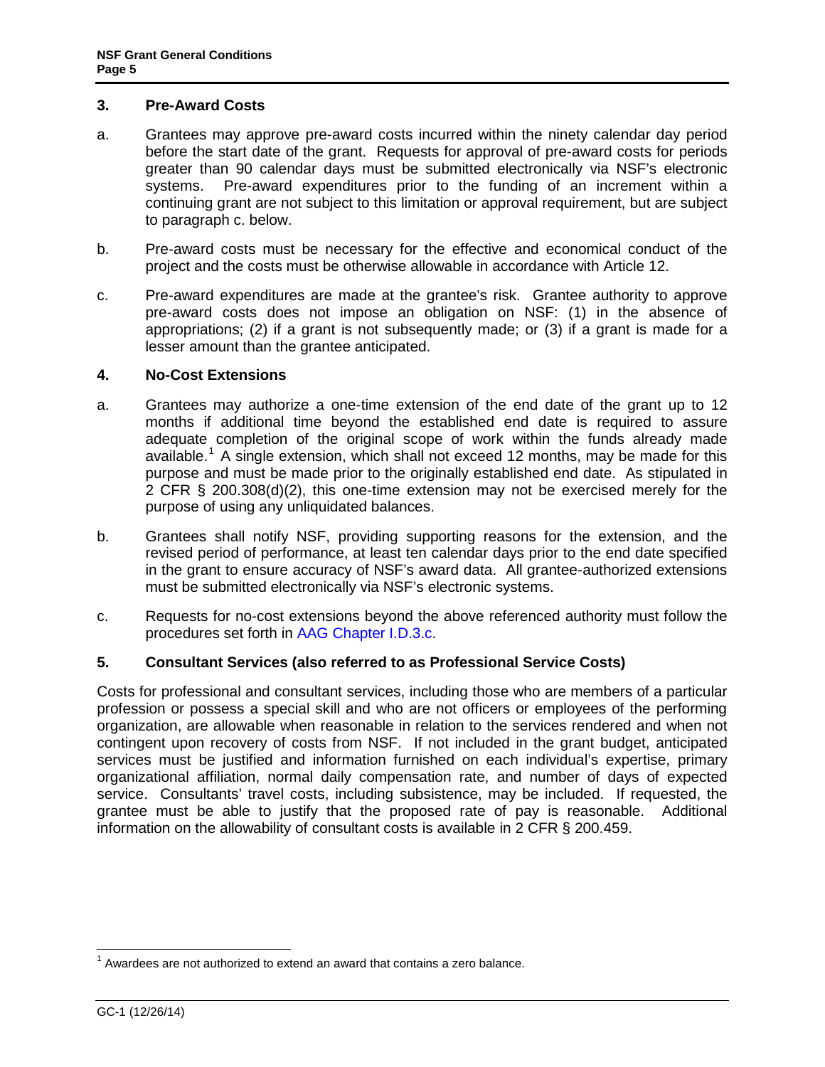### 3. Pre-Award Costs

a. Grantees may approve pre-award costs incurred within the ninety calendar day period before the start date of the grant. Requests for approval of pre-award costs for periods greater than 90 calendar days must be submitted electronically via NSF's electronic systems. Pre-award expenditures prior to the funding of an increment within a continuing grant are not subject to this limitation or approval requirement, but are subject to paragraph c. below.

b. Pre-award costs must be necessary for the effective and economical conduct of the project and the costs must be otherwise allowable in accordance with Article 12.

c. Pre-award expenditures are made at the grantee's risk. Grantee authority to approve pre-award costs does not impose an obligation on NSF: (1) in the absence of appropriations; (2) if a grant is not subsequently made; or (3) if a grant is made for a lesser amount than the grantee anticipated.

### 4. No-Cost Extensions

a. Grantees may authorize a one-time extension of the end date of the grant up to 12 months if additional time beyond the established end date is required to assure adequate completion of the original scope of work within the funds already made available.[1] A single extension, which shall not exceed 12 months, may be made for this purpose and must be made prior to the originally established end date. As stipulated in 2 CFR § 200.308(d)(2), this one-time extension may not be exercised merely for the purpose of using any unliquidated balances.

b. Grantees shall notify NSF, providing supporting reasons for the extension, and the revised period of performance, at least ten calendar days prior to the end date specified in the grant to ensure accuracy of NSF's award data. All grantee-authorized extensions must be submitted electronically via NSF's electronic systems.

c. Requests for no-cost extensions beyond the above referenced authority must follow the procedures set forth in AAG Chapter I.D.3.c.

### 5. Consultant Services (also referred to as Professional Service Costs)

Costs for professional and consultant services, including those who are members of a particular profession or possess a special skill and who are not officers or employees of the performing organization, are allowable when reasonable in relation to the services rendered and when not contingent upon recovery of costs from NSF. If not included in the grant budget, anticipated services must be justified and information furnished on each individual's expertise, primary organizational affiliation, normal daily compensation rate, and number of days of expected service. Consultants' travel costs, including subsistence, may be included. If requested, the grantee must be able to justify that the proposed rate of pay is reasonable. Additional information on the allowability of consultant costs is available in 2 CFR § 200.459.

---

[1] Awardees are not authorized to extend an award that contains a zero balance.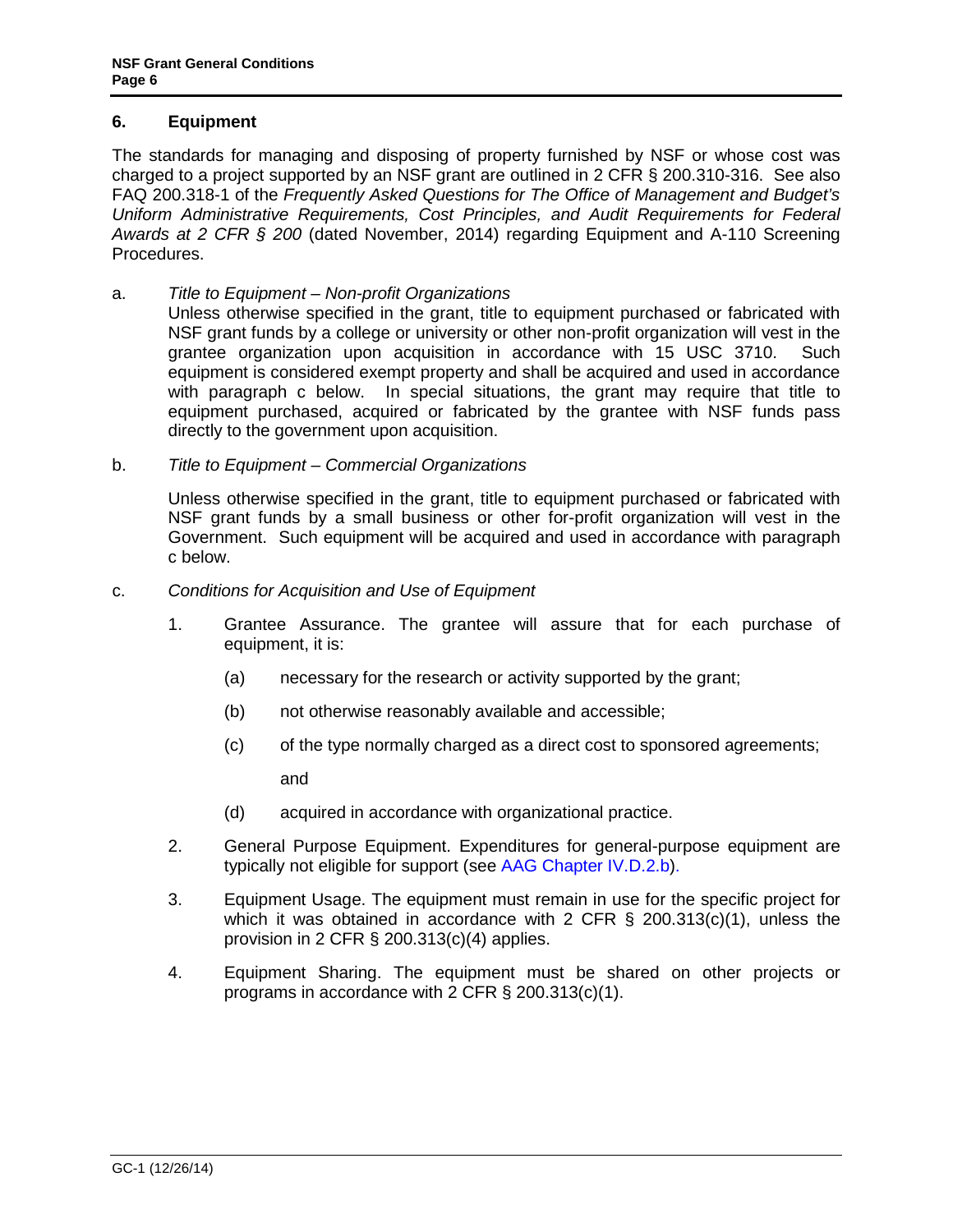## 6. Equipment

The standards for managing and disposing of property furnished by NSF or whose cost was charged to a project supported by an NSF grant are outlined in 2 CFR § 200.310-316. See also FAQ 200.318-1 of the *Frequently Asked Questions for The Office of Management and Budget's Uniform Administrative Requirements, Cost Principles, and Audit Requirements for Federal Awards at 2 CFR § 200* (dated November, 2014) regarding Equipment and A-110 Screening Procedures.

a. *Title to Equipment – Non-profit Organizations*

Unless otherwise specified in the grant, title to equipment purchased or fabricated with NSF grant funds by a college or university or other non-profit organization will vest in the grantee organization upon acquisition in accordance with 15 USC 3710. Such equipment is considered exempt property and shall be acquired and used in accordance with paragraph c below. In special situations, the grant may require that title to equipment purchased, acquired or fabricated by the grantee with NSF funds pass directly to the government upon acquisition.

b. *Title to Equipment – Commercial Organizations*

Unless otherwise specified in the grant, title to equipment purchased or fabricated with NSF grant funds by a small business or other for-profit organization will vest in the Government. Such equipment will be acquired and used in accordance with paragraph c below.

c. *Conditions for Acquisition and Use of Equipment*

1. Grantee Assurance. The grantee will assure that for each purchase of equipment, it is:

   (a) necessary for the research or activity supported by the grant;

   (b) not otherwise reasonably available and accessible;

   (c) of the type normally charged as a direct cost to sponsored agreements;

   and

   (d) acquired in accordance with organizational practice.

2. General Purpose Equipment. Expenditures for general-purpose equipment are typically not eligible for support (see AAG Chapter IV.D.2.b).

3. Equipment Usage. The equipment must remain in use for the specific project for which it was obtained in accordance with 2 CFR § 200.313(c)(1), unless the provision in 2 CFR § 200.313(c)(4) applies.

4. Equipment Sharing. The equipment must be shared on other projects or programs in accordance with 2 CFR § 200.313(c)(1).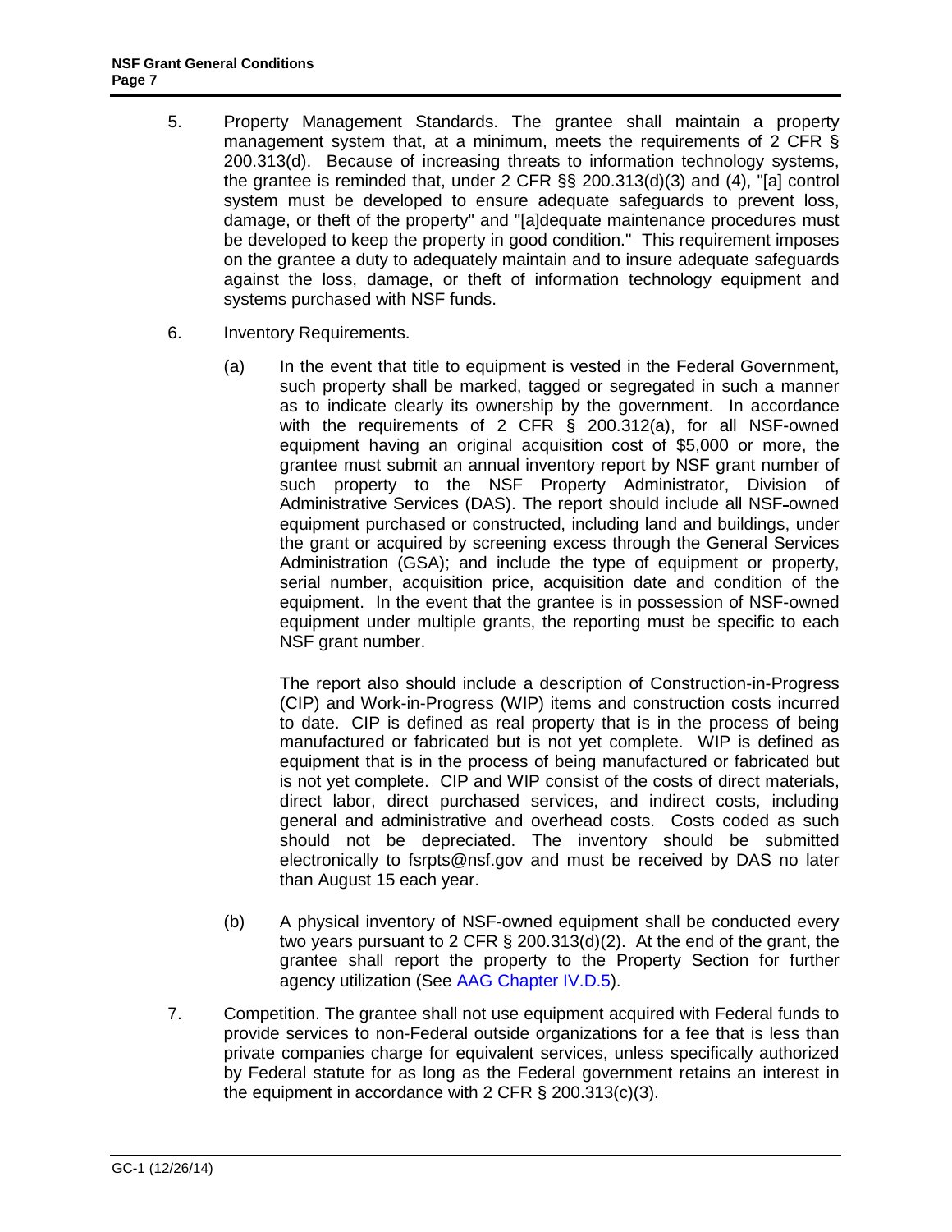5. Property Management Standards. The grantee shall maintain a property management system that, at a minimum, meets the requirements of 2 CFR § 200.313(d). Because of increasing threats to information technology systems, the grantee is reminded that, under 2 CFR §§ 200.313(d)(3) and (4), "[a] control system must be developed to ensure adequate safeguards to prevent loss, damage, or theft of the property" and "[a]dequate maintenance procedures must be developed to keep the property in good condition." This requirement imposes on the grantee a duty to adequately maintain and to insure adequate safeguards against the loss, damage, or theft of information technology equipment and systems purchased with NSF funds.

6. Inventory Requirements.

   (a) In the event that title to equipment is vested in the Federal Government, such property shall be marked, tagged or segregated in such a manner as to indicate clearly its ownership by the government. In accordance with the requirements of 2 CFR § 200.312(a), for all NSF-owned equipment having an original acquisition cost of $5,000 or more, the grantee must submit an annual inventory report by NSF grant number of such property to the NSF Property Administrator, Division of Administrative Services (DAS). The report should include all NSF-owned equipment purchased or constructed, including land and buildings, under the grant or acquired by screening excess through the General Services Administration (GSA); and include the type of equipment or property, serial number, acquisition price, acquisition date and condition of the equipment. In the event that the grantee is in possession of NSF-owned equipment under multiple grants, the reporting must be specific to each NSF grant number.

   The report also should include a description of Construction-in-Progress (CIP) and Work-in-Progress (WIP) items and construction costs incurred to date. CIP is defined as real property that is in the process of being manufactured or fabricated but is not yet complete. WIP is defined as equipment that is in the process of being manufactured or fabricated but is not yet complete. CIP and WIP consist of the costs of direct materials, direct labor, direct purchased services, and indirect costs, including general and administrative and overhead costs. Costs coded as such should not be depreciated. The inventory should be submitted electronically to fsrpts@nsf.gov and must be received by DAS no later than August 15 each year.

   (b) A physical inventory of NSF-owned equipment shall be conducted every two years pursuant to 2 CFR § 200.313(d)(2). At the end of the grant, the grantee shall report the property to the Property Section for further agency utilization (See AAG Chapter IV.D.5).

7. Competition. The grantee shall not use equipment acquired with Federal funds to provide services to non-Federal outside organizations for a fee that is less than private companies charge for equivalent services, unless specifically authorized by Federal statute for as long as the Federal government retains an interest in the equipment in accordance with 2 CFR § 200.313(c)(3).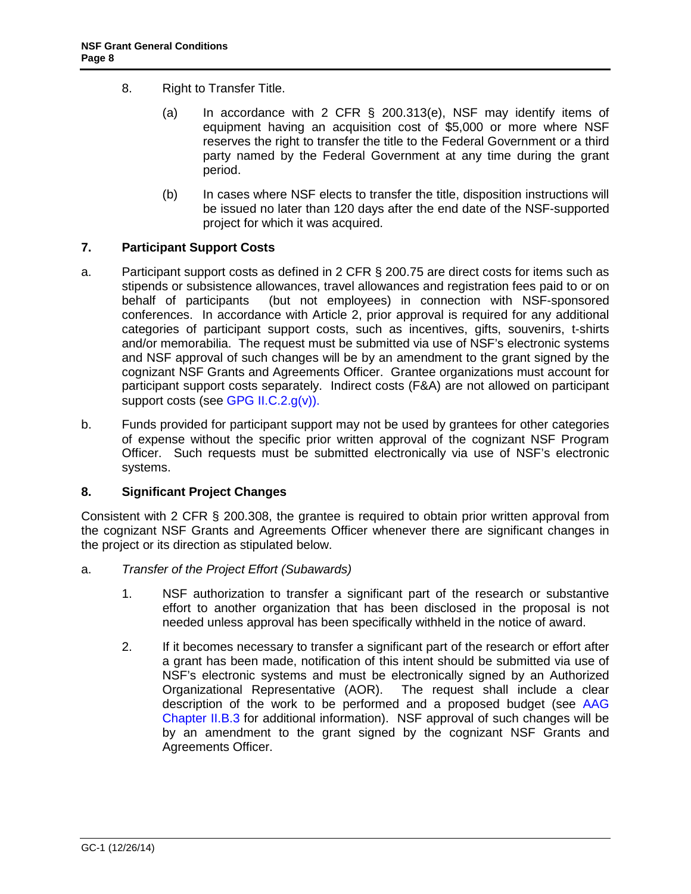8. Right to Transfer Title.

   (a) In accordance with 2 CFR § 200.313(e), NSF may identify items of equipment having an acquisition cost of $5,000 or more where NSF reserves the right to transfer the title to the Federal Government or a third party named by the Federal Government at any time during the grant period.

   (b) In cases where NSF elects to transfer the title, disposition instructions will be issued no later than 120 days after the end date of the NSF-supported project for which it was acquired.

## 7. Participant Support Costs

a. Participant support costs as defined in 2 CFR § 200.75 are direct costs for items such as stipends or subsistence allowances, travel allowances and registration fees paid to or on behalf of participants (but not employees) in connection with NSF-sponsored conferences. In accordance with Article 2, prior approval is required for any additional categories of participant support costs, such as incentives, gifts, souvenirs, t-shirts and/or memorabilia. The request must be submitted via use of NSF's electronic systems and NSF approval of such changes will be by an amendment to the grant signed by the cognizant NSF Grants and Agreements Officer. Grantee organizations must account for participant support costs separately. Indirect costs (F&A) are not allowed on participant support costs (see GPG II.C.2.g(v)).

b. Funds provided for participant support may not be used by grantees for other categories of expense without the specific prior written approval of the cognizant NSF Program Officer. Such requests must be submitted electronically via use of NSF's electronic systems.

## 8. Significant Project Changes

Consistent with 2 CFR § 200.308, the grantee is required to obtain prior written approval from the cognizant NSF Grants and Agreements Officer whenever there are significant changes in the project or its direction as stipulated below.

a. *Transfer of the Project Effort (Subawards)*

   1. NSF authorization to transfer a significant part of the research or substantive effort to another organization that has been disclosed in the proposal is not needed unless approval has been specifically withheld in the notice of award.

   2. If it becomes necessary to transfer a significant part of the research or effort after a grant has been made, notification of this intent should be submitted via use of NSF's electronic systems and must be electronically signed by an Authorized Organizational Representative (AOR). The request shall include a clear description of the work to be performed and a proposed budget (see AAG Chapter II.B.3 for additional information). NSF approval of such changes will be by an amendment to the grant signed by the cognizant NSF Grants and Agreements Officer.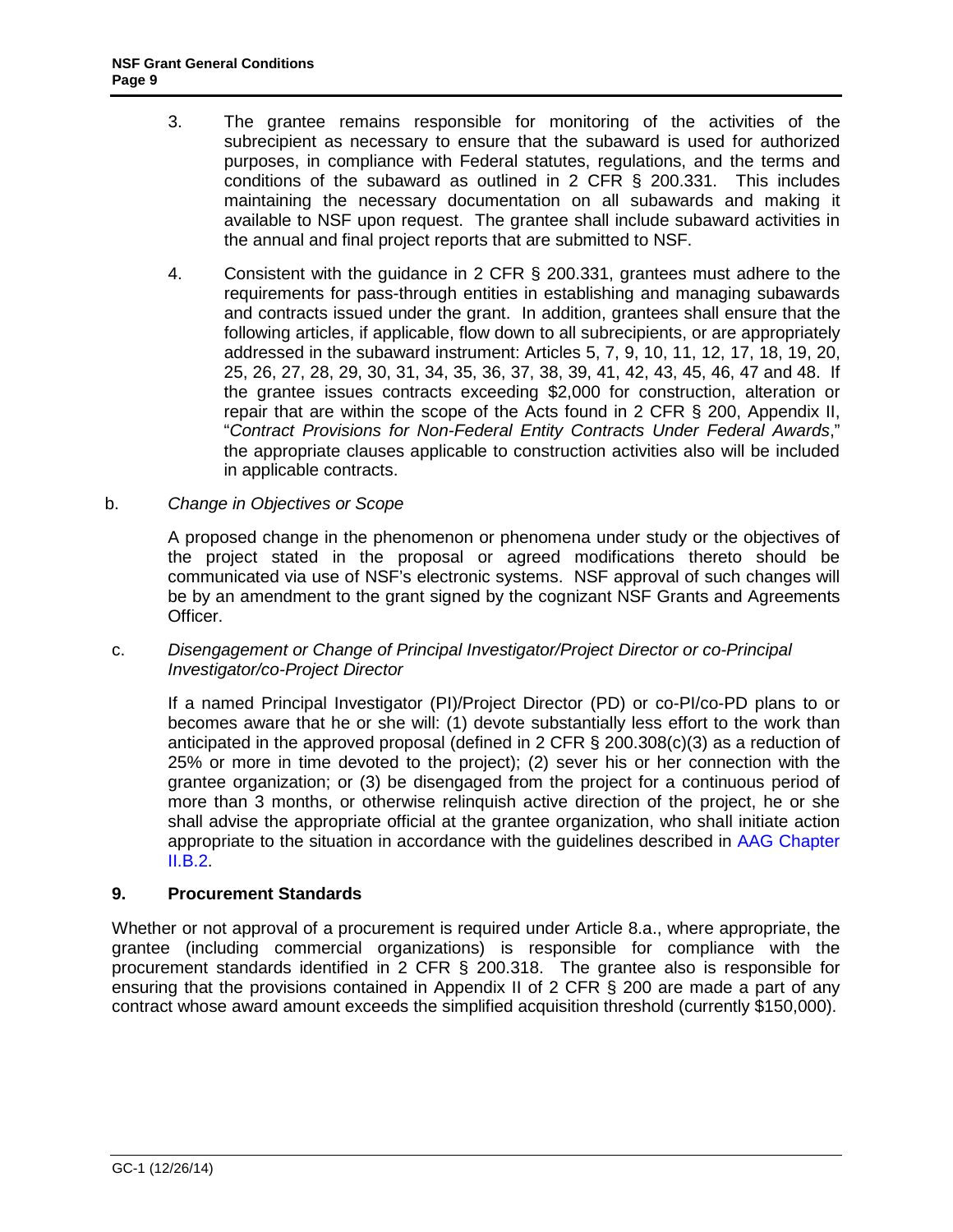3. The grantee remains responsible for monitoring of the activities of the subrecipient as necessary to ensure that the subaward is used for authorized purposes, in compliance with Federal statutes, regulations, and the terms and conditions of the subaward as outlined in 2 CFR § 200.331. This includes maintaining the necessary documentation on all subawards and making it available to NSF upon request. The grantee shall include subaward activities in the annual and final project reports that are submitted to NSF.

4. Consistent with the guidance in 2 CFR § 200.331, grantees must adhere to the requirements for pass-through entities in establishing and managing subawards and contracts issued under the grant. In addition, grantees shall ensure that the following articles, if applicable, flow down to all subrecipients, or are appropriately addressed in the subaward instrument: Articles 5, 7, 9, 10, 11, 12, 17, 18, 19, 20, 25, 26, 27, 28, 29, 30, 31, 34, 35, 36, 37, 38, 39, 41, 42, 43, 45, 46, 47 and 48. If the grantee issues contracts exceeding $2,000 for construction, alteration or repair that are within the scope of the Acts found in 2 CFR § 200, Appendix II, "*Contract Provisions for Non-Federal Entity Contracts Under Federal Awards*," the appropriate clauses applicable to construction activities also will be included in applicable contracts.

b. *Change in Objectives or Scope*

A proposed change in the phenomenon or phenomena under study or the objectives of the project stated in the proposal or agreed modifications thereto should be communicated via use of NSF's electronic systems. NSF approval of such changes will be by an amendment to the grant signed by the cognizant NSF Grants and Agreements Officer.

c. *Disengagement or Change of Principal Investigator/Project Director or co-Principal Investigator/co-Project Director*

If a named Principal Investigator (PI)/Project Director (PD) or co-PI/co-PD plans to or becomes aware that he or she will: (1) devote substantially less effort to the work than anticipated in the approved proposal (defined in 2 CFR § 200.308(c)(3) as a reduction of 25% or more in time devoted to the project); (2) sever his or her connection with the grantee organization; or (3) be disengaged from the project for a continuous period of more than 3 months, or otherwise relinquish active direction of the project, he or she shall advise the appropriate official at the grantee organization, who shall initiate action appropriate to the situation in accordance with the guidelines described in AAG Chapter II.B.2.

## 9. Procurement Standards

Whether or not approval of a procurement is required under Article 8.a., where appropriate, the grantee (including commercial organizations) is responsible for compliance with the procurement standards identified in 2 CFR § 200.318. The grantee also is responsible for ensuring that the provisions contained in Appendix II of 2 CFR § 200 are made a part of any contract whose award amount exceeds the simplified acquisition threshold (currently $150,000).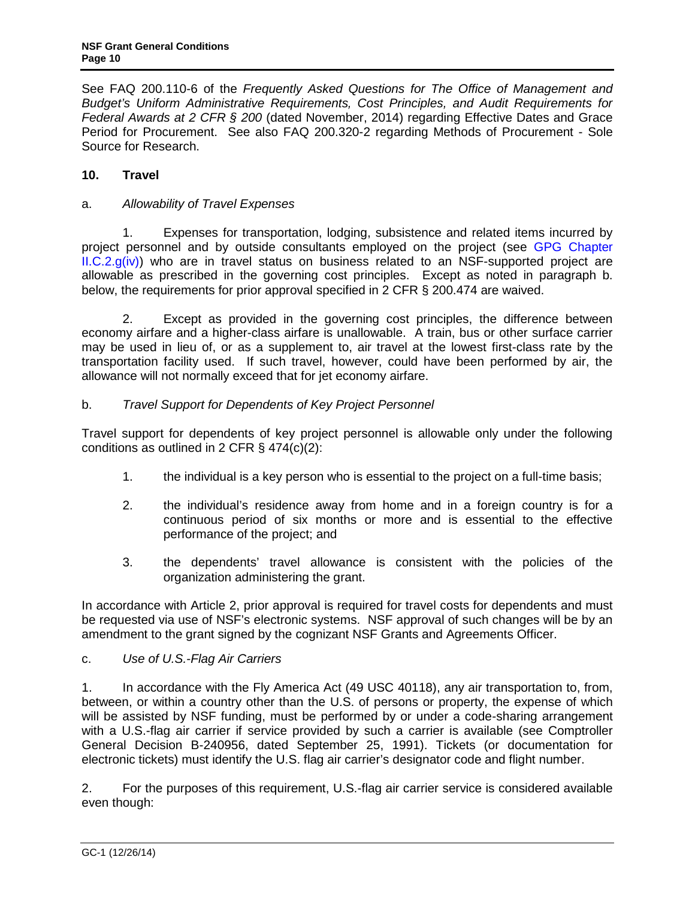See FAQ 200.110-6 of the *Frequently Asked Questions for The Office of Management and Budget's Uniform Administrative Requirements, Cost Principles, and Audit Requirements for Federal Awards at 2 CFR § 200* (dated November, 2014) regarding Effective Dates and Grace Period for Procurement. See also FAQ 200.320-2 regarding Methods of Procurement - Sole Source for Research.

## 10. Travel

a. *Allowability of Travel Expenses*

1. Expenses for transportation, lodging, subsistence and related items incurred by project personnel and by outside consultants employed on the project (see GPG Chapter II.C.2.g(iv)) who are in travel status on business related to an NSF-supported project are allowable as prescribed in the governing cost principles. Except as noted in paragraph b. below, the requirements for prior approval specified in 2 CFR § 200.474 are waived.

2. Except as provided in the governing cost principles, the difference between economy airfare and a higher-class airfare is unallowable. A train, bus or other surface carrier may be used in lieu of, or as a supplement to, air travel at the lowest first-class rate by the transportation facility used. If such travel, however, could have been performed by air, the allowance will not normally exceed that for jet economy airfare.

b. *Travel Support for Dependents of Key Project Personnel*

Travel support for dependents of key project personnel is allowable only under the following conditions as outlined in 2 CFR § 474(c)(2):

1. the individual is a key person who is essential to the project on a full-time basis;

2. the individual's residence away from home and in a foreign country is for a continuous period of six months or more and is essential to the effective performance of the project; and

3. the dependents' travel allowance is consistent with the policies of the organization administering the grant.

In accordance with Article 2, prior approval is required for travel costs for dependents and must be requested via use of NSF's electronic systems. NSF approval of such changes will be by an amendment to the grant signed by the cognizant NSF Grants and Agreements Officer.

c. *Use of U.S.-Flag Air Carriers*

1. In accordance with the Fly America Act (49 USC 40118), any air transportation to, from, between, or within a country other than the U.S. of persons or property, the expense of which will be assisted by NSF funding, must be performed by or under a code-sharing arrangement with a U.S.-flag air carrier if service provided by such a carrier is available (see Comptroller General Decision B-240956, dated September 25, 1991). Tickets (or documentation for electronic tickets) must identify the U.S. flag air carrier's designator code and flight number.

2. For the purposes of this requirement, U.S.-flag air carrier service is considered available even though: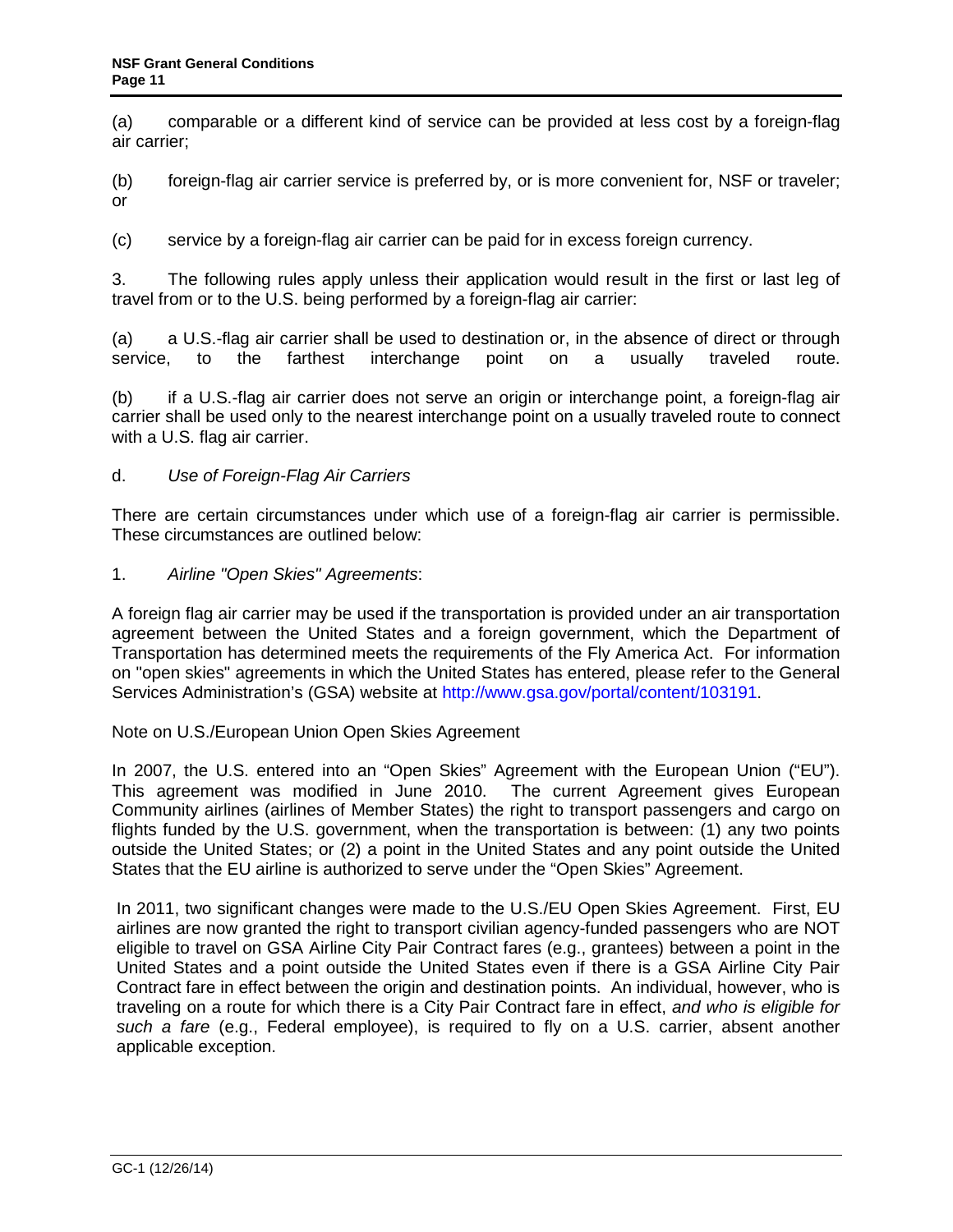(a) comparable or a different kind of service can be provided at less cost by a foreign-flag air carrier;

(b) foreign-flag air carrier service is preferred by, or is more convenient for, NSF or traveler; or

(c) service by a foreign-flag air carrier can be paid for in excess foreign currency.

3. The following rules apply unless their application would result in the first or last leg of travel from or to the U.S. being performed by a foreign-flag air carrier:

(a) a U.S.-flag air carrier shall be used to destination or, in the absence of direct or through service, to the farthest interchange point on a usually traveled route.

(b) if a U.S.-flag air carrier does not serve an origin or interchange point, a foreign-flag air carrier shall be used only to the nearest interchange point on a usually traveled route to connect with a U.S. flag air carrier.

d. *Use of Foreign-Flag Air Carriers*

There are certain circumstances under which use of a foreign-flag air carrier is permissible. These circumstances are outlined below:

1. *Airline "Open Skies" Agreements*:

A foreign flag air carrier may be used if the transportation is provided under an air transportation agreement between the United States and a foreign government, which the Department of Transportation has determined meets the requirements of the Fly America Act. For information on "open skies" agreements in which the United States has entered, please refer to the General Services Administration's (GSA) website at http://www.gsa.gov/portal/content/103191.

Note on U.S./European Union Open Skies Agreement

In 2007, the U.S. entered into an "Open Skies" Agreement with the European Union ("EU"). This agreement was modified in June 2010. The current Agreement gives European Community airlines (airlines of Member States) the right to transport passengers and cargo on flights funded by the U.S. government, when the transportation is between: (1) any two points outside the United States; or (2) a point in the United States and any point outside the United States that the EU airline is authorized to serve under the "Open Skies" Agreement.

In 2011, two significant changes were made to the U.S./EU Open Skies Agreement. First, EU airlines are now granted the right to transport civilian agency-funded passengers who are NOT eligible to travel on GSA Airline City Pair Contract fares (e.g., grantees) between a point in the United States and a point outside the United States even if there is a GSA Airline City Pair Contract fare in effect between the origin and destination points. An individual, however, who is traveling on a route for which there is a City Pair Contract fare in effect, *and who is eligible for such a fare* (e.g., Federal employee), is required to fly on a U.S. carrier, absent another applicable exception.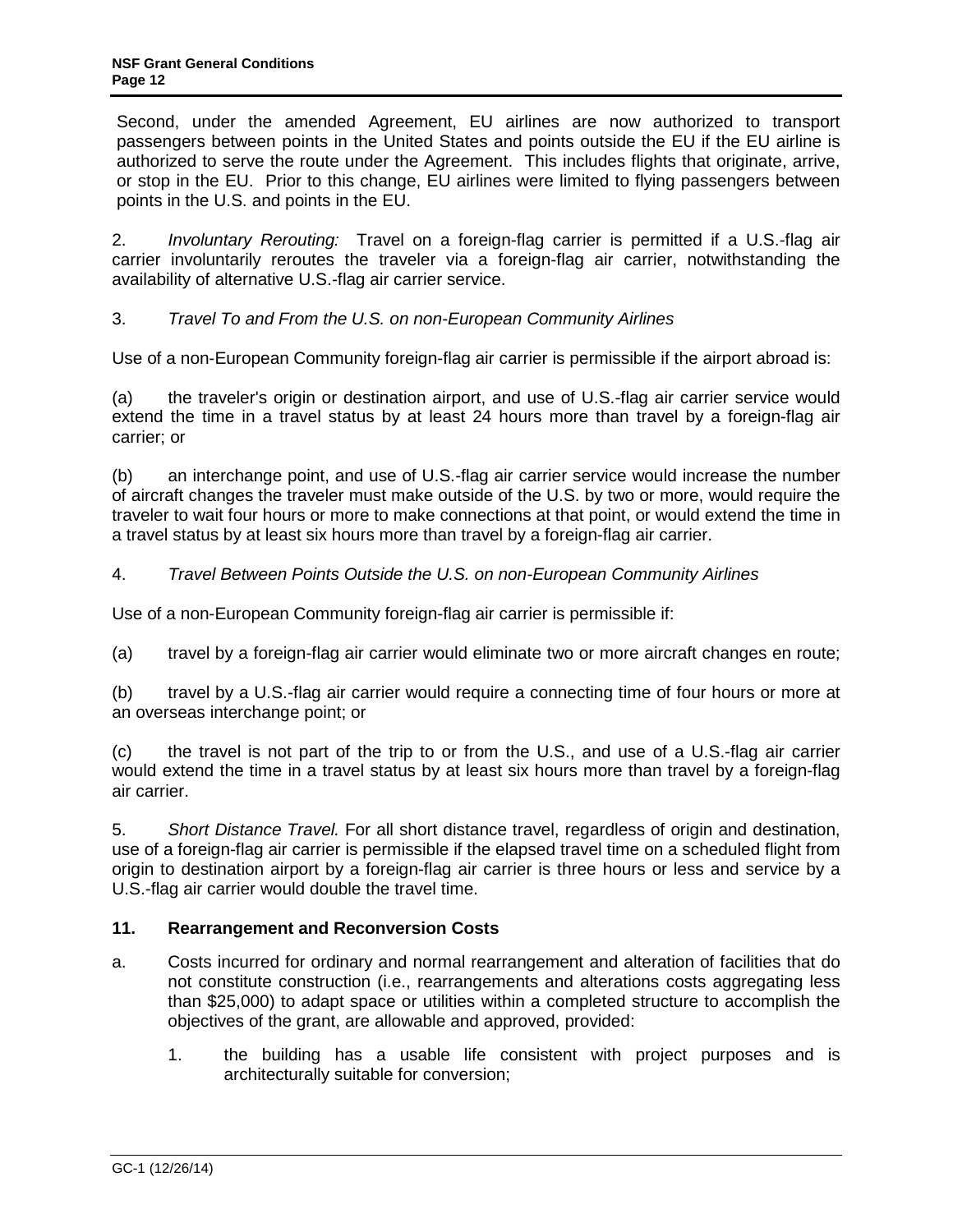Second, under the amended Agreement, EU airlines are now authorized to transport passengers between points in the United States and points outside the EU if the EU airline is authorized to serve the route under the Agreement. This includes flights that originate, arrive, or stop in the EU. Prior to this change, EU airlines were limited to flying passengers between points in the U.S. and points in the EU.

2. *Involuntary Rerouting:* Travel on a foreign-flag carrier is permitted if a U.S.-flag air carrier involuntarily reroutes the traveler via a foreign-flag air carrier, notwithstanding the availability of alternative U.S.-flag air carrier service.

3. *Travel To and From the U.S. on non-European Community Airlines*

Use of a non-European Community foreign-flag air carrier is permissible if the airport abroad is:

(a) the traveler's origin or destination airport, and use of U.S.-flag air carrier service would extend the time in a travel status by at least 24 hours more than travel by a foreign-flag air carrier; or

(b) an interchange point, and use of U.S.-flag air carrier service would increase the number of aircraft changes the traveler must make outside of the U.S. by two or more, would require the traveler to wait four hours or more to make connections at that point, or would extend the time in a travel status by at least six hours more than travel by a foreign-flag air carrier.

4. *Travel Between Points Outside the U.S. on non-European Community Airlines*

Use of a non-European Community foreign-flag air carrier is permissible if:

(a) travel by a foreign-flag air carrier would eliminate two or more aircraft changes en route;

(b) travel by a U.S.-flag air carrier would require a connecting time of four hours or more at an overseas interchange point; or

(c) the travel is not part of the trip to or from the U.S., and use of a U.S.-flag air carrier would extend the time in a travel status by at least six hours more than travel by a foreign-flag air carrier.

5. *Short Distance Travel.* For all short distance travel, regardless of origin and destination, use of a foreign-flag air carrier is permissible if the elapsed travel time on a scheduled flight from origin to destination airport by a foreign-flag air carrier is three hours or less and service by a U.S.-flag air carrier would double the travel time.

### 11. Rearrangement and Reconversion Costs

a. Costs incurred for ordinary and normal rearrangement and alteration of facilities that do not constitute construction (i.e., rearrangements and alterations costs aggregating less than $25,000) to adapt space or utilities within a completed structure to accomplish the objectives of the grant, are allowable and approved, provided:

   1. the building has a usable life consistent with project purposes and is architecturally suitable for conversion;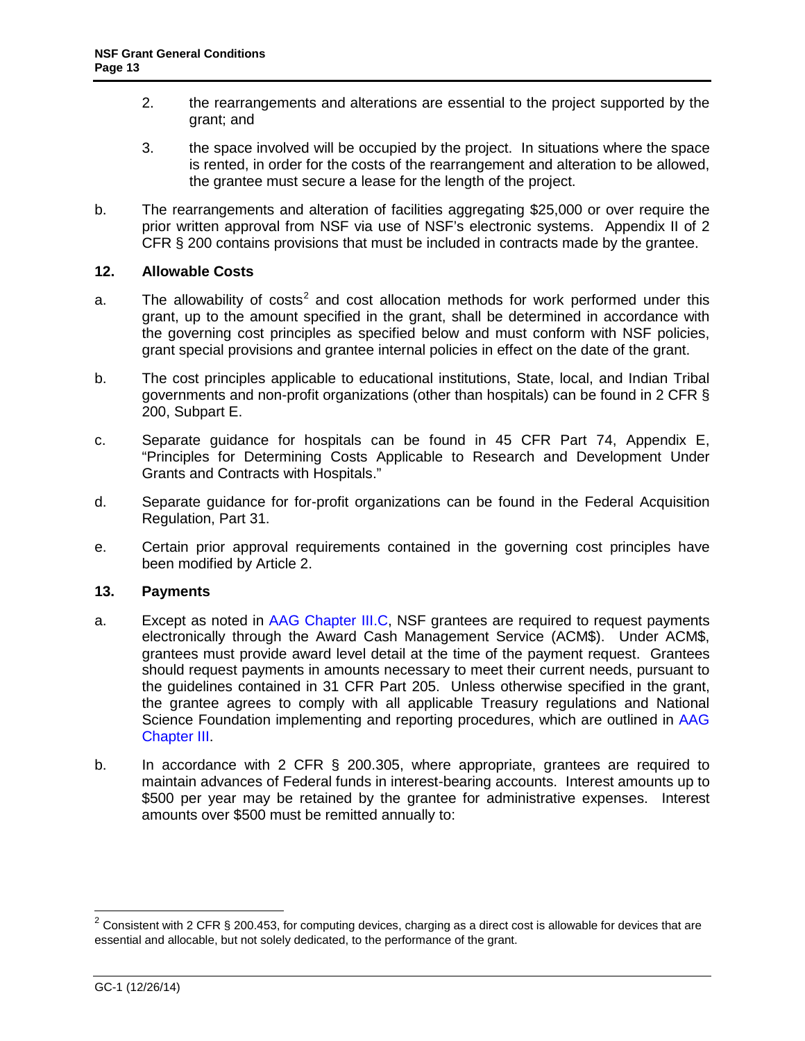2. the rearrangements and alterations are essential to the project supported by the grant; and

3. the space involved will be occupied by the project. In situations where the space is rented, in order for the costs of the rearrangement and alteration to be allowed, the grantee must secure a lease for the length of the project.

b. The rearrangements and alteration of facilities aggregating $25,000 or over require the prior written approval from NSF via use of NSF's electronic systems. Appendix II of 2 CFR § 200 contains provisions that must be included in contracts made by the grantee.

### 12. Allowable Costs

a. The allowability of costs[2] and cost allocation methods for work performed under this grant, up to the amount specified in the grant, shall be determined in accordance with the governing cost principles as specified below and must conform with NSF policies, grant special provisions and grantee internal policies in effect on the date of the grant.

b. The cost principles applicable to educational institutions, State, local, and Indian Tribal governments and non-profit organizations (other than hospitals) can be found in 2 CFR § 200, Subpart E.

c. Separate guidance for hospitals can be found in 45 CFR Part 74, Appendix E, "Principles for Determining Costs Applicable to Research and Development Under Grants and Contracts with Hospitals."

d. Separate guidance for for-profit organizations can be found in the Federal Acquisition Regulation, Part 31.

e. Certain prior approval requirements contained in the governing cost principles have been modified by Article 2.

### 13. Payments

a. Except as noted in AAG Chapter III.C, NSF grantees are required to request payments electronically through the Award Cash Management Service (ACM$). Under ACM$, grantees must provide award level detail at the time of the payment request. Grantees should request payments in amounts necessary to meet their current needs, pursuant to the guidelines contained in 31 CFR Part 205. Unless otherwise specified in the grant, the grantee agrees to comply with all applicable Treasury regulations and National Science Foundation implementing and reporting procedures, which are outlined in AAG Chapter III.

b. In accordance with 2 CFR § 200.305, where appropriate, grantees are required to maintain advances of Federal funds in interest-bearing accounts. Interest amounts up to $500 per year may be retained by the grantee for administrative expenses. Interest amounts over $500 must be remitted annually to:

---

[2] Consistent with 2 CFR § 200.453, for computing devices, charging as a direct cost is allowable for devices that are essential and allocable, but not solely dedicated, to the performance of the grant.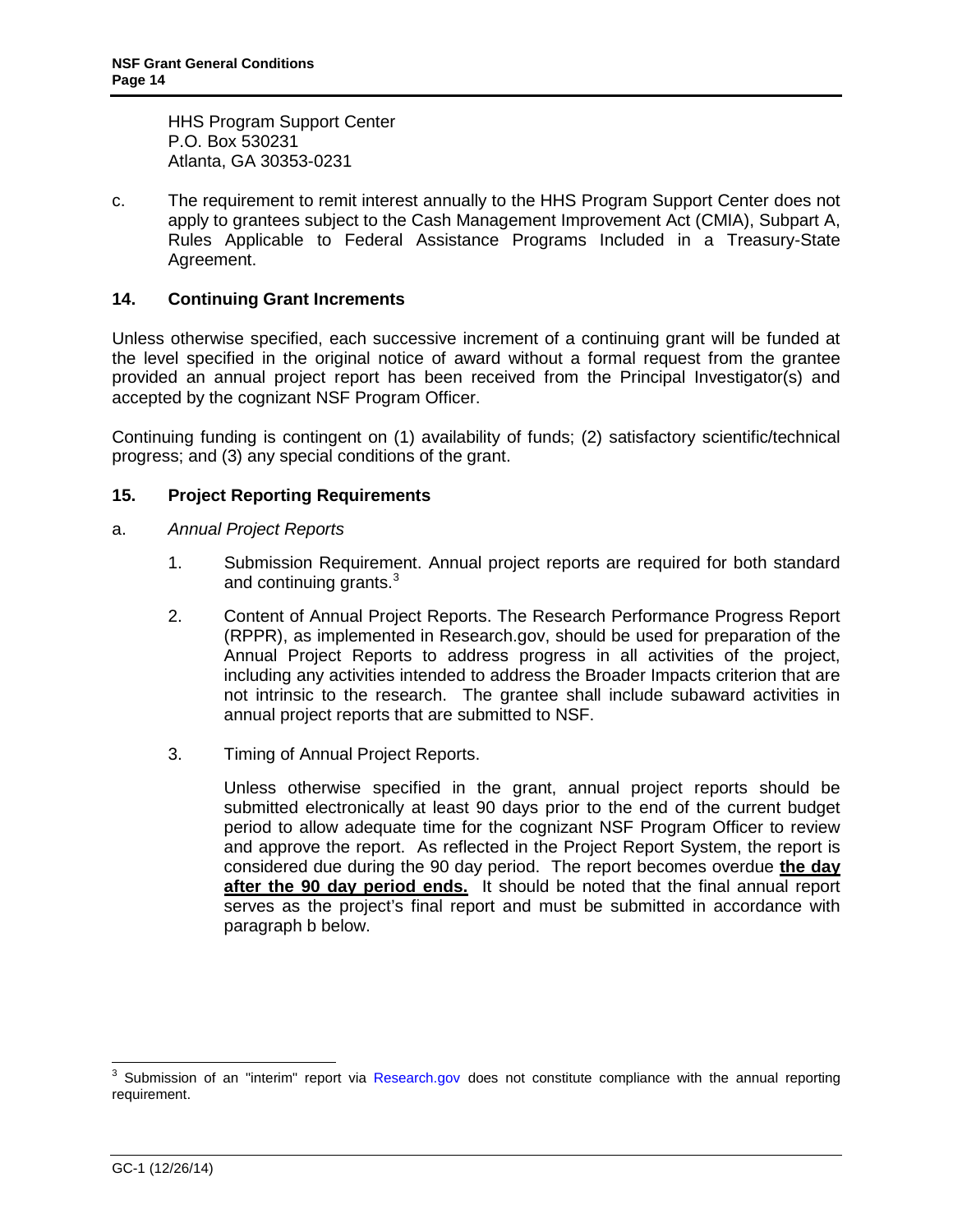HHS Program Support Center
P.O. Box 530231
Atlanta, GA 30353-0231

c. The requirement to remit interest annually to the HHS Program Support Center does not apply to grantees subject to the Cash Management Improvement Act (CMIA), Subpart A, Rules Applicable to Federal Assistance Programs Included in a Treasury-State Agreement.

## 14. Continuing Grant Increments

Unless otherwise specified, each successive increment of a continuing grant will be funded at the level specified in the original notice of award without a formal request from the grantee provided an annual project report has been received from the Principal Investigator(s) and accepted by the cognizant NSF Program Officer.

Continuing funding is contingent on (1) availability of funds; (2) satisfactory scientific/technical progress; and (3) any special conditions of the grant.

## 15. Project Reporting Requirements

a. *Annual Project Reports*

1. Submission Requirement. Annual project reports are required for both standard and continuing grants.[3]

2. Content of Annual Project Reports. The Research Performance Progress Report (RPPR), as implemented in Research.gov, should be used for preparation of the Annual Project Reports to address progress in all activities of the project, including any activities intended to address the Broader Impacts criterion that are not intrinsic to the research. The grantee shall include subaward activities in annual project reports that are submitted to NSF.

3. Timing of Annual Project Reports.

   Unless otherwise specified in the grant, annual project reports should be submitted electronically at least 90 days prior to the end of the current budget period to allow adequate time for the cognizant NSF Program Officer to review and approve the report. As reflected in the Project Report System, the report is considered due during the 90 day period. The report becomes overdue **the day after the 90 day period ends.** It should be noted that the final annual report serves as the project's final report and must be submitted in accordance with paragraph b below.

---

[3] Submission of an "interim" report via Research.gov does not constitute compliance with the annual reporting requirement.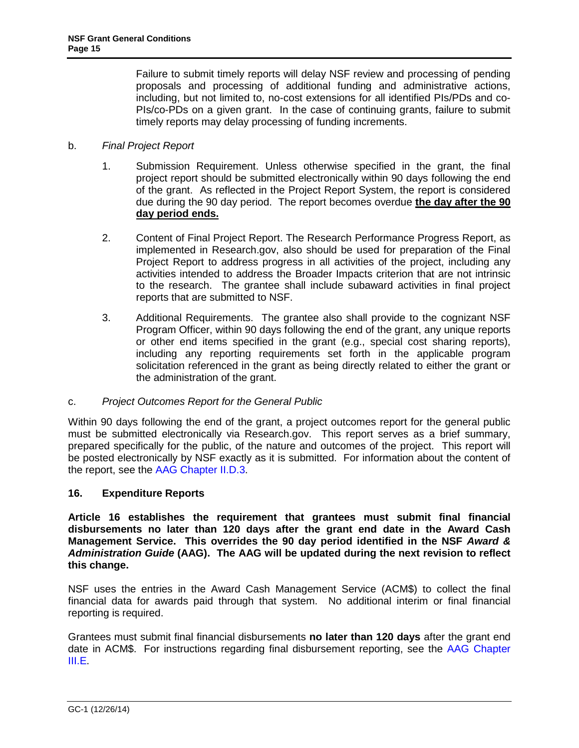Failure to submit timely reports will delay NSF review and processing of pending proposals and processing of additional funding and administrative actions, including, but not limited to, no-cost extensions for all identified PIs/PDs and co-PIs/co-PDs on a given grant. In the case of continuing grants, failure to submit timely reports may delay processing of funding increments.

b. *Final Project Report*

1. Submission Requirement. Unless otherwise specified in the grant, the final project report should be submitted electronically within 90 days following the end of the grant. As reflected in the Project Report System, the report is considered due during the 90 day period. The report becomes overdue **the day after the 90 day period ends.**

2. Content of Final Project Report. The Research Performance Progress Report, as implemented in Research.gov, also should be used for preparation of the Final Project Report to address progress in all activities of the project, including any activities intended to address the Broader Impacts criterion that are not intrinsic to the research. The grantee shall include subaward activities in final project reports that are submitted to NSF.

3. Additional Requirements. The grantee also shall provide to the cognizant NSF Program Officer, within 90 days following the end of the grant, any unique reports or other end items specified in the grant (e.g., special cost sharing reports), including any reporting requirements set forth in the applicable program solicitation referenced in the grant as being directly related to either the grant or the administration of the grant.

c. *Project Outcomes Report for the General Public*

Within 90 days following the end of the grant, a project outcomes report for the general public must be submitted electronically via Research.gov. This report serves as a brief summary, prepared specifically for the public, of the nature and outcomes of the project. This report will be posted electronically by NSF exactly as it is submitted. For information about the content of the report, see the AAG Chapter II.D.3.

## 16. Expenditure Reports

**Article 16 establishes the requirement that grantees must submit final financial disbursements no later than 120 days after the grant end date in the Award Cash Management Service. This overrides the 90 day period identified in the NSF *Award & Administration Guide* (AAG). The AAG will be updated during the next revision to reflect this change.**

NSF uses the entries in the Award Cash Management Service (ACM$) to collect the final financial data for awards paid through that system. No additional interim or final financial reporting is required.

Grantees must submit final financial disbursements **no later than 120 days** after the grant end date in ACM$. For instructions regarding final disbursement reporting, see the AAG Chapter III.E.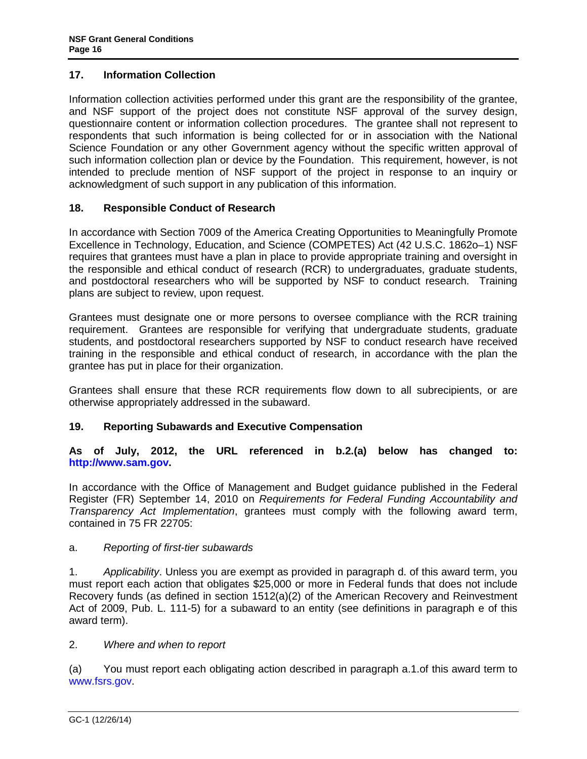## 17. Information Collection

Information collection activities performed under this grant are the responsibility of the grantee, and NSF support of the project does not constitute NSF approval of the survey design, questionnaire content or information collection procedures. The grantee shall not represent to respondents that such information is being collected for or in association with the National Science Foundation or any other Government agency without the specific written approval of such information collection plan or device by the Foundation. This requirement, however, is not intended to preclude mention of NSF support of the project in response to an inquiry or acknowledgment of such support in any publication of this information.

## 18. Responsible Conduct of Research

In accordance with Section 7009 of the America Creating Opportunities to Meaningfully Promote Excellence in Technology, Education, and Science (COMPETES) Act (42 U.S.C. 1862o–1) NSF requires that grantees must have a plan in place to provide appropriate training and oversight in the responsible and ethical conduct of research (RCR) to undergraduates, graduate students, and postdoctoral researchers who will be supported by NSF to conduct research. Training plans are subject to review, upon request.

Grantees must designate one or more persons to oversee compliance with the RCR training requirement. Grantees are responsible for verifying that undergraduate students, graduate students, and postdoctoral researchers supported by NSF to conduct research have received training in the responsible and ethical conduct of research, in accordance with the plan the grantee has put in place for their organization.

Grantees shall ensure that these RCR requirements flow down to all subrecipients, or are otherwise appropriately addressed in the subaward.

## 19. Reporting Subawards and Executive Compensation

**As of July, 2012, the URL referenced in b.2.(a) below has changed to: http://www.sam.gov.**

In accordance with the Office of Management and Budget guidance published in the Federal Register (FR) September 14, 2010 on *Requirements for Federal Funding Accountability and Transparency Act Implementation*, grantees must comply with the following award term, contained in 75 FR 22705:

a. *Reporting of first-tier subawards*

1. *Applicability*. Unless you are exempt as provided in paragraph d. of this award term, you must report each action that obligates $25,000 or more in Federal funds that does not include Recovery funds (as defined in section 1512(a)(2) of the American Recovery and Reinvestment Act of 2009, Pub. L. 111-5) for a subaward to an entity (see definitions in paragraph e of this award term).

2. *Where and when to report*

(a) You must report each obligating action described in paragraph a.1.of this award term to www.fsrs.gov.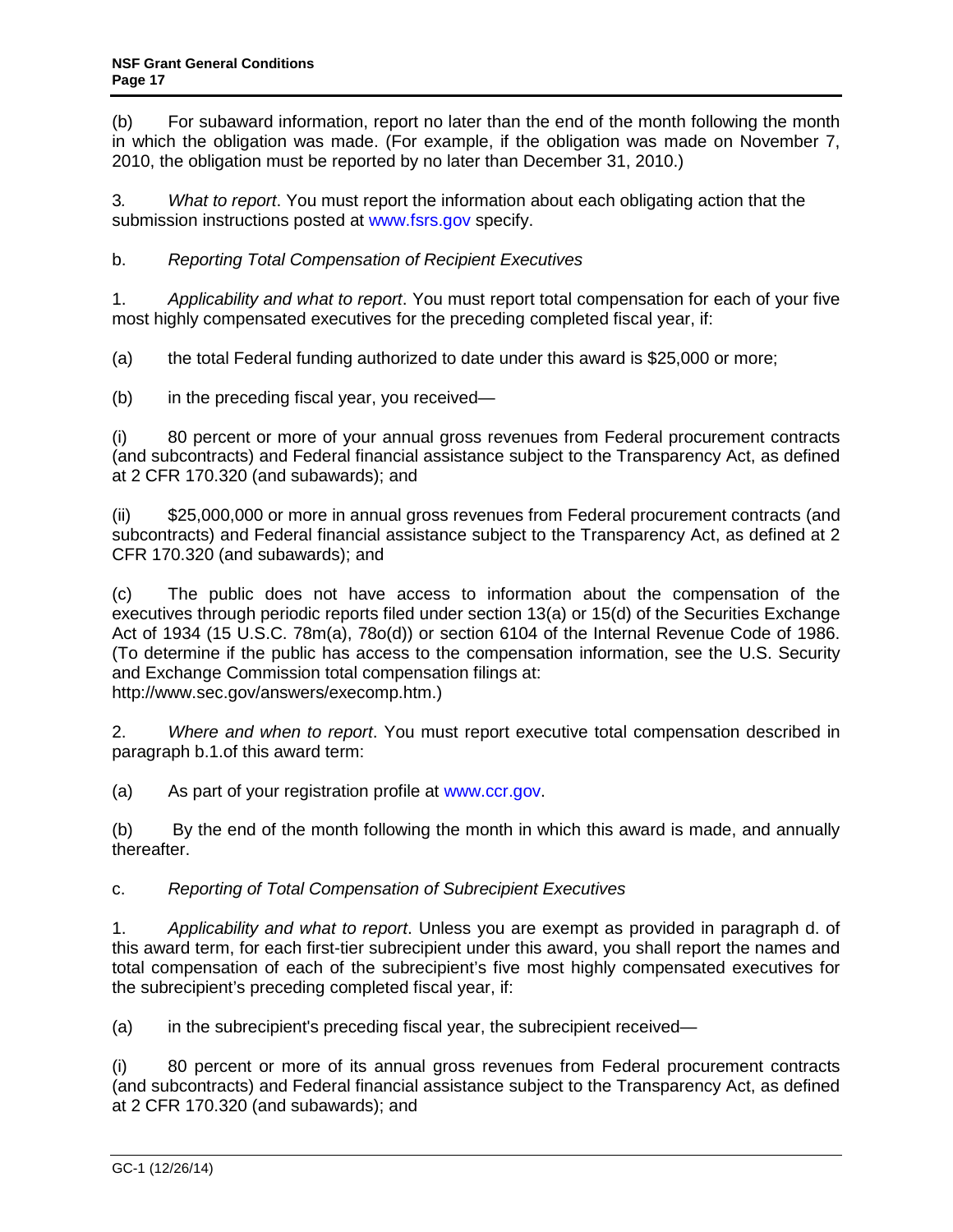(b) For subaward information, report no later than the end of the month following the month in which the obligation was made. (For example, if the obligation was made on November 7, 2010, the obligation must be reported by no later than December 31, 2010.)

3. *What to report*. You must report the information about each obligating action that the submission instructions posted at www.fsrs.gov specify.

b. *Reporting Total Compensation of Recipient Executives*

1. *Applicability and what to report*. You must report total compensation for each of your five most highly compensated executives for the preceding completed fiscal year, if:

(a) the total Federal funding authorized to date under this award is $25,000 or more;

(b) in the preceding fiscal year, you received—

(i) 80 percent or more of your annual gross revenues from Federal procurement contracts (and subcontracts) and Federal financial assistance subject to the Transparency Act, as defined at 2 CFR 170.320 (and subawards); and

(ii) $25,000,000 or more in annual gross revenues from Federal procurement contracts (and subcontracts) and Federal financial assistance subject to the Transparency Act, as defined at 2 CFR 170.320 (and subawards); and

(c) The public does not have access to information about the compensation of the executives through periodic reports filed under section 13(a) or 15(d) of the Securities Exchange Act of 1934 (15 U.S.C. 78m(a), 78o(d)) or section 6104 of the Internal Revenue Code of 1986. (To determine if the public has access to the compensation information, see the U.S. Security and Exchange Commission total compensation filings at: http://www.sec.gov/answers/execomp.htm.)

2. *Where and when to report*. You must report executive total compensation described in paragraph b.1.of this award term:

(a) As part of your registration profile at www.ccr.gov.

(b) By the end of the month following the month in which this award is made, and annually thereafter.

c. *Reporting of Total Compensation of Subrecipient Executives*

1. *Applicability and what to report*. Unless you are exempt as provided in paragraph d. of this award term, for each first-tier subrecipient under this award, you shall report the names and total compensation of each of the subrecipient's five most highly compensated executives for the subrecipient's preceding completed fiscal year, if:

(a) in the subrecipient's preceding fiscal year, the subrecipient received—

(i) 80 percent or more of its annual gross revenues from Federal procurement contracts (and subcontracts) and Federal financial assistance subject to the Transparency Act, as defined at 2 CFR 170.320 (and subawards); and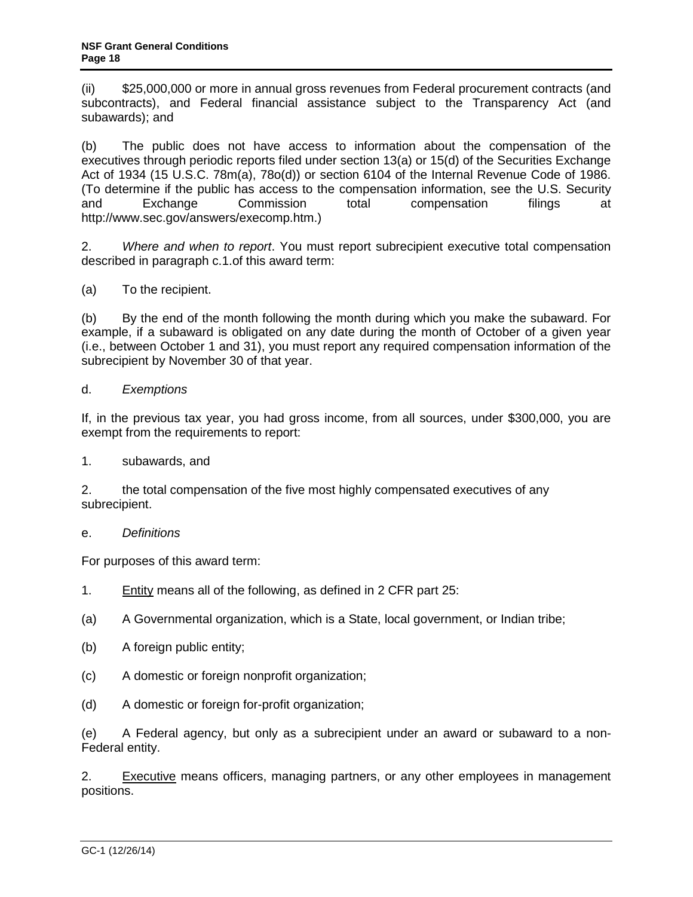(ii) $25,000,000 or more in annual gross revenues from Federal procurement contracts (and subcontracts), and Federal financial assistance subject to the Transparency Act (and subawards); and

(b) The public does not have access to information about the compensation of the executives through periodic reports filed under section 13(a) or 15(d) of the Securities Exchange Act of 1934 (15 U.S.C. 78m(a), 78o(d)) or section 6104 of the Internal Revenue Code of 1986. (To determine if the public has access to the compensation information, see the U.S. Security and Exchange Commission total compensation filings at http://www.sec.gov/answers/execomp.htm.)

2. *Where and when to report*. You must report subrecipient executive total compensation described in paragraph c.1.of this award term:

(a) To the recipient.

(b) By the end of the month following the month during which you make the subaward. For example, if a subaward is obligated on any date during the month of October of a given year (i.e., between October 1 and 31), you must report any required compensation information of the subrecipient by November 30 of that year.

d. *Exemptions*

If, in the previous tax year, you had gross income, from all sources, under $300,000, you are exempt from the requirements to report:

1. subawards, and

2. the total compensation of the five most highly compensated executives of any subrecipient.

e. *Definitions*

For purposes of this award term:

1. Entity means all of the following, as defined in 2 CFR part 25:

(a) A Governmental organization, which is a State, local government, or Indian tribe;

(b) A foreign public entity;

(c) A domestic or foreign nonprofit organization;

(d) A domestic or foreign for-profit organization;

(e) A Federal agency, but only as a subrecipient under an award or subaward to a non-Federal entity.

2. Executive means officers, managing partners, or any other employees in management positions.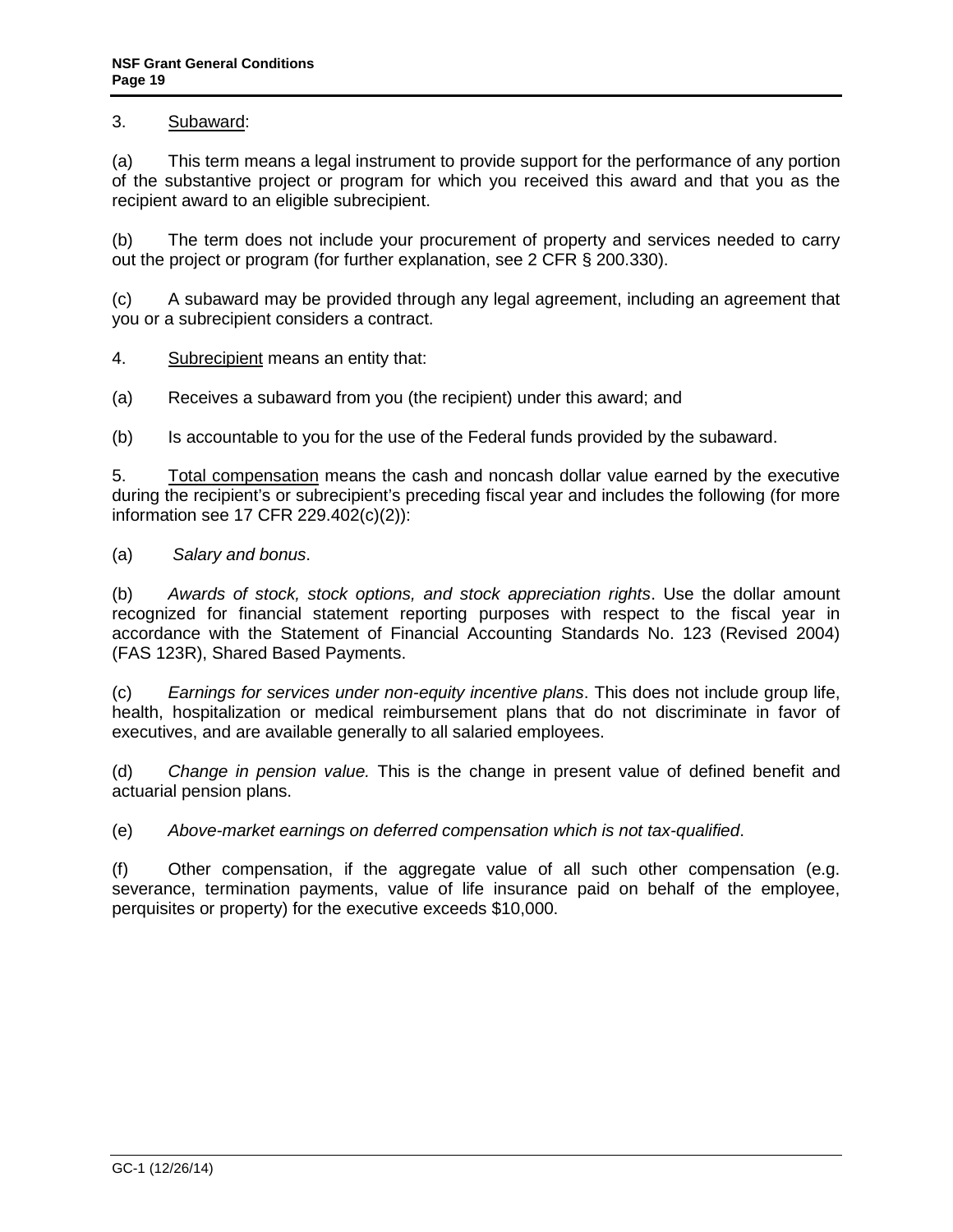3. <u>Subaward</u>:

(a) This term means a legal instrument to provide support for the performance of any portion of the substantive project or program for which you received this award and that you as the recipient award to an eligible subrecipient.

(b) The term does not include your procurement of property and services needed to carry out the project or program (for further explanation, see 2 CFR § 200.330).

(c) A subaward may be provided through any legal agreement, including an agreement that you or a subrecipient considers a contract.

4. <u>Subrecipient</u> means an entity that:

(a) Receives a subaward from you (the recipient) under this award; and

(b) Is accountable to you for the use of the Federal funds provided by the subaward.

5. <u>Total compensation</u> means the cash and noncash dollar value earned by the executive during the recipient's or subrecipient's preceding fiscal year and includes the following (for more information see 17 CFR 229.402(c)(2)):

(a) *Salary and bonus*.

(b) *Awards of stock, stock options, and stock appreciation rights*. Use the dollar amount recognized for financial statement reporting purposes with respect to the fiscal year in accordance with the Statement of Financial Accounting Standards No. 123 (Revised 2004) (FAS 123R), Shared Based Payments.

(c) *Earnings for services under non-equity incentive plans*. This does not include group life, health, hospitalization or medical reimbursement plans that do not discriminate in favor of executives, and are available generally to all salaried employees.

(d) *Change in pension value.* This is the change in present value of defined benefit and actuarial pension plans.

(e) *Above-market earnings on deferred compensation which is not tax-qualified*.

(f) Other compensation, if the aggregate value of all such other compensation (e.g. severance, termination payments, value of life insurance paid on behalf of the employee, perquisites or property) for the executive exceeds $10,000.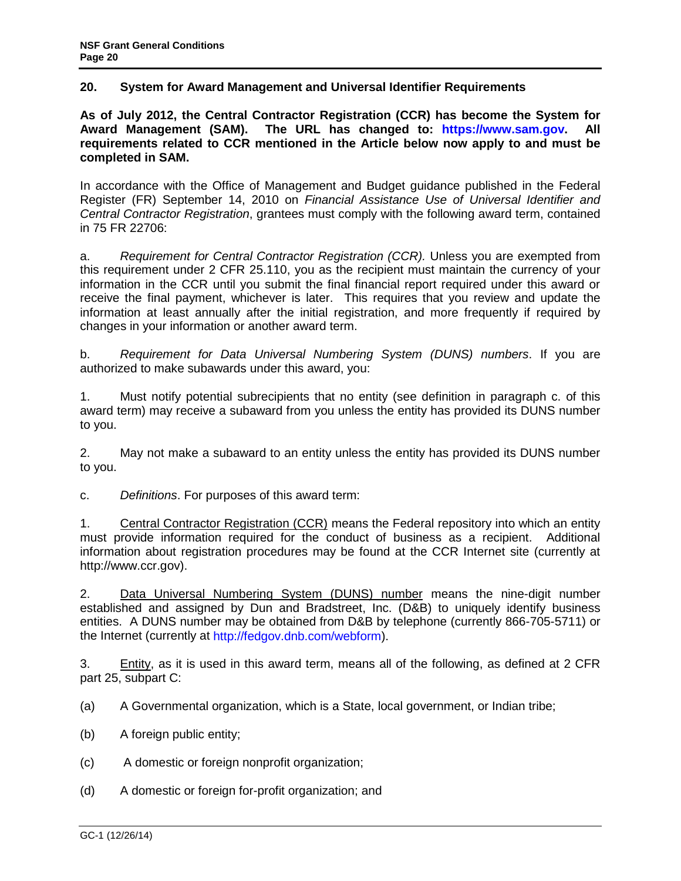## 20. System for Award Management and Universal Identifier Requirements

**As of July 2012, the Central Contractor Registration (CCR) has become the System for Award Management (SAM). The URL has changed to: https://www.sam.gov. All requirements related to CCR mentioned in the Article below now apply to and must be completed in SAM.**

In accordance with the Office of Management and Budget guidance published in the Federal Register (FR) September 14, 2010 on *Financial Assistance Use of Universal Identifier and Central Contractor Registration*, grantees must comply with the following award term, contained in 75 FR 22706:

a. *Requirement for Central Contractor Registration (CCR).* Unless you are exempted from this requirement under 2 CFR 25.110, you as the recipient must maintain the currency of your information in the CCR until you submit the final financial report required under this award or receive the final payment, whichever is later. This requires that you review and update the information at least annually after the initial registration, and more frequently if required by changes in your information or another award term.

b. *Requirement for Data Universal Numbering System (DUNS) numbers*. If you are authorized to make subawards under this award, you:

1. Must notify potential subrecipients that no entity (see definition in paragraph c. of this award term) may receive a subaward from you unless the entity has provided its DUNS number to you.

2. May not make a subaward to an entity unless the entity has provided its DUNS number to you.

c. *Definitions*. For purposes of this award term:

1. Central Contractor Registration (CCR) means the Federal repository into which an entity must provide information required for the conduct of business as a recipient. Additional information about registration procedures may be found at the CCR Internet site (currently at http://www.ccr.gov).

2. Data Universal Numbering System (DUNS) number means the nine-digit number established and assigned by Dun and Bradstreet, Inc. (D&B) to uniquely identify business entities. A DUNS number may be obtained from D&B by telephone (currently 866-705-5711) or the Internet (currently at http://fedgov.dnb.com/webform).

3. Entity, as it is used in this award term, means all of the following, as defined at 2 CFR part 25, subpart C:

(a) A Governmental organization, which is a State, local government, or Indian tribe;

(b) A foreign public entity;

(c) A domestic or foreign nonprofit organization;

(d) A domestic or foreign for-profit organization; and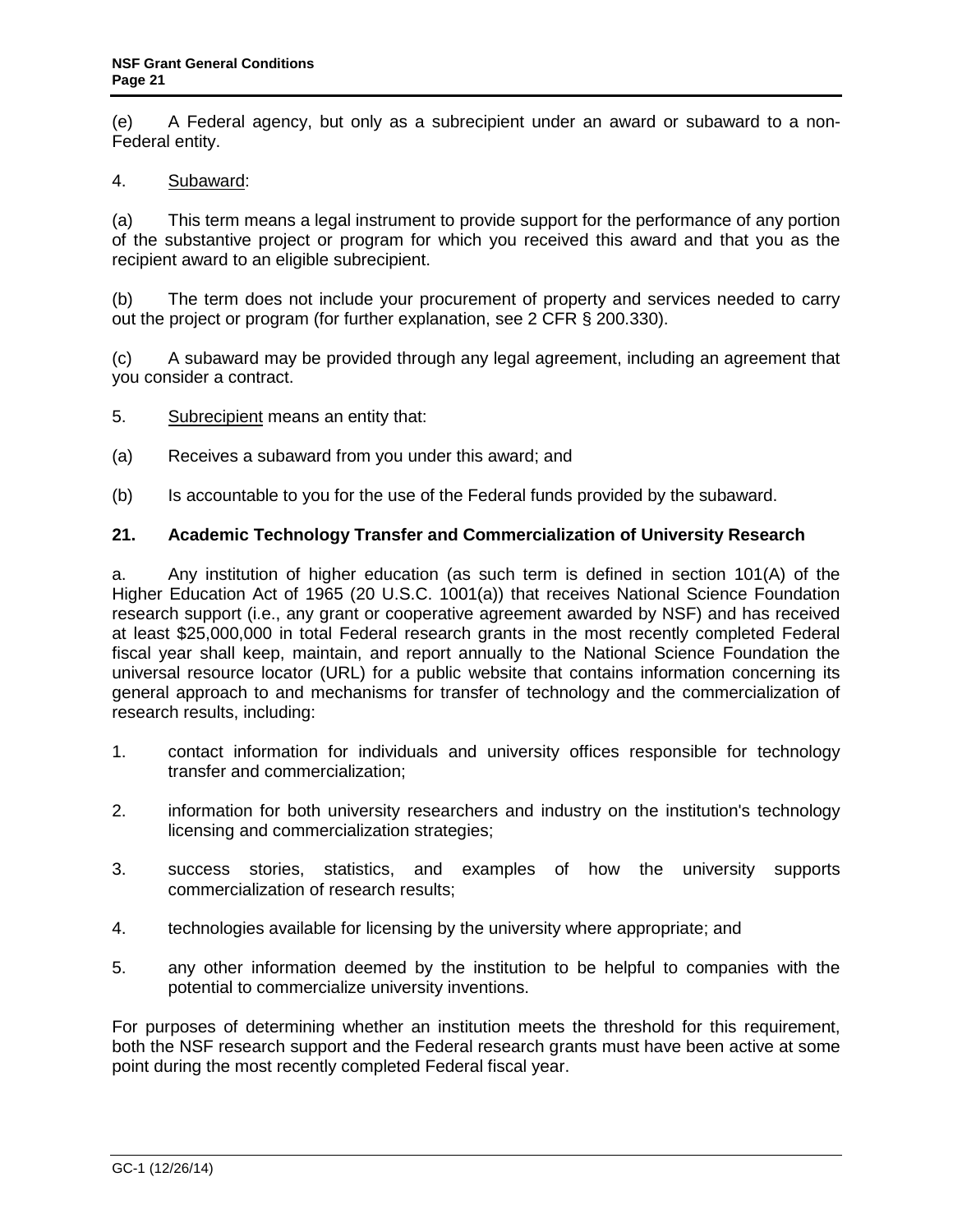(e) A Federal agency, but only as a subrecipient under an award or subaward to a non-Federal entity.

4. Subaward:

(a) This term means a legal instrument to provide support for the performance of any portion of the substantive project or program for which you received this award and that you as the recipient award to an eligible subrecipient.

(b) The term does not include your procurement of property and services needed to carry out the project or program (for further explanation, see 2 CFR § 200.330).

(c) A subaward may be provided through any legal agreement, including an agreement that you consider a contract.

5. Subrecipient means an entity that:

(a) Receives a subaward from you under this award; and

(b) Is accountable to you for the use of the Federal funds provided by the subaward.

**21. Academic Technology Transfer and Commercialization of University Research**

a. Any institution of higher education (as such term is defined in section 101(A) of the Higher Education Act of 1965 (20 U.S.C. 1001(a)) that receives National Science Foundation research support (i.e., any grant or cooperative agreement awarded by NSF) and has received at least $25,000,000 in total Federal research grants in the most recently completed Federal fiscal year shall keep, maintain, and report annually to the National Science Foundation the universal resource locator (URL) for a public website that contains information concerning its general approach to and mechanisms for transfer of technology and the commercialization of research results, including:

1. contact information for individuals and university offices responsible for technology transfer and commercialization;

2. information for both university researchers and industry on the institution's technology licensing and commercialization strategies;

3. success stories, statistics, and examples of how the university supports commercialization of research results;

4. technologies available for licensing by the university where appropriate; and

5. any other information deemed by the institution to be helpful to companies with the potential to commercialize university inventions.

For purposes of determining whether an institution meets the threshold for this requirement, both the NSF research support and the Federal research grants must have been active at some point during the most recently completed Federal fiscal year.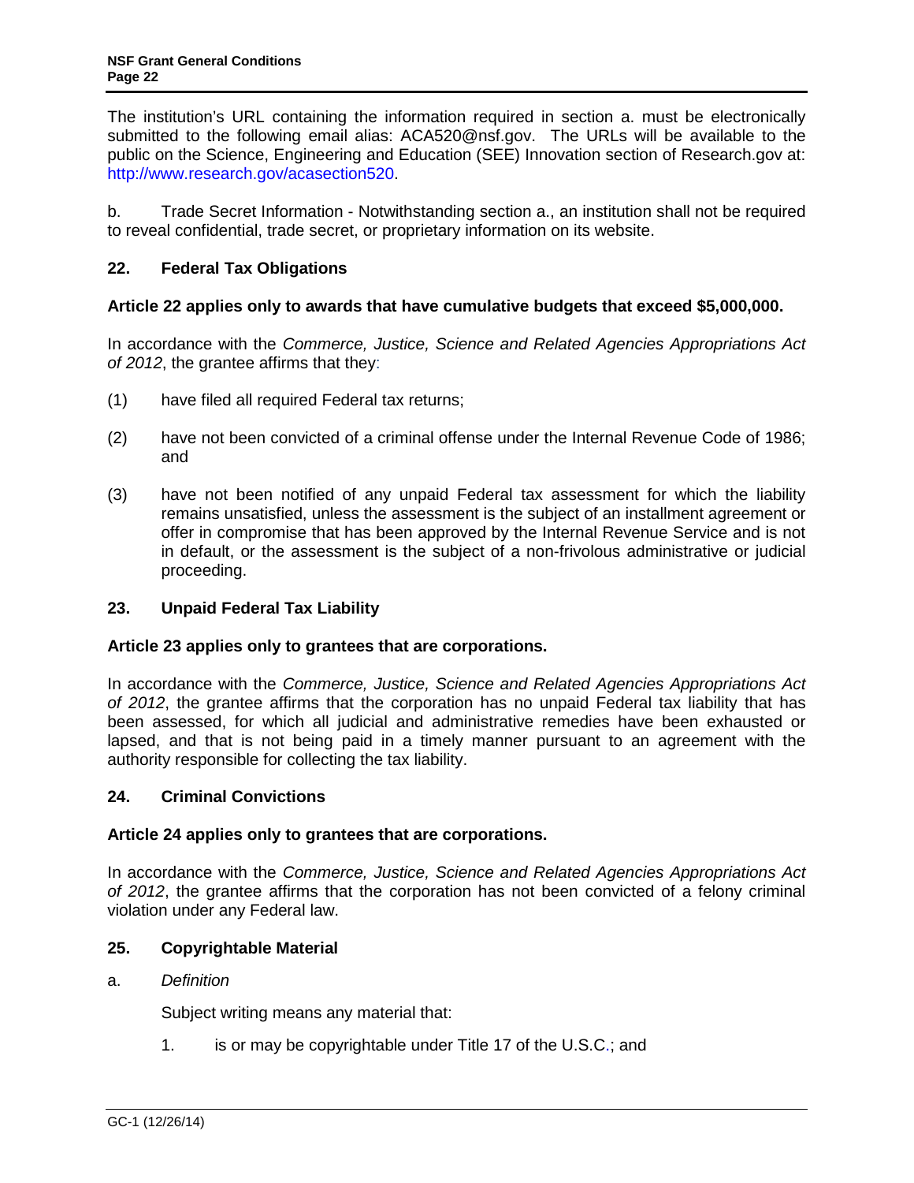The institution's URL containing the information required in section a. must be electronically submitted to the following email alias: ACA520@nsf.gov. The URLs will be available to the public on the Science, Engineering and Education (SEE) Innovation section of Research.gov at: http://www.research.gov/acasection520.

b. Trade Secret Information - Notwithstanding section a., an institution shall not be required to reveal confidential, trade secret, or proprietary information on its website.

## 22. Federal Tax Obligations

**Article 22 applies only to awards that have cumulative budgets that exceed $5,000,000.**

In accordance with the *Commerce, Justice, Science and Related Agencies Appropriations Act of 2012*, the grantee affirms that they:

(1) have filed all required Federal tax returns;

(2) have not been convicted of a criminal offense under the Internal Revenue Code of 1986; and

(3) have not been notified of any unpaid Federal tax assessment for which the liability remains unsatisfied, unless the assessment is the subject of an installment agreement or offer in compromise that has been approved by the Internal Revenue Service and is not in default, or the assessment is the subject of a non-frivolous administrative or judicial proceeding.

## 23. Unpaid Federal Tax Liability

**Article 23 applies only to grantees that are corporations.**

In accordance with the *Commerce, Justice, Science and Related Agencies Appropriations Act of 2012*, the grantee affirms that the corporation has no unpaid Federal tax liability that has been assessed, for which all judicial and administrative remedies have been exhausted or lapsed, and that is not being paid in a timely manner pursuant to an agreement with the authority responsible for collecting the tax liability.

## 24. Criminal Convictions

**Article 24 applies only to grantees that are corporations.**

In accordance with the *Commerce, Justice, Science and Related Agencies Appropriations Act of 2012*, the grantee affirms that the corporation has not been convicted of a felony criminal violation under any Federal law.

## 25. Copyrightable Material

a. *Definition*

Subject writing means any material that:

1. is or may be copyrightable under Title 17 of the U.S.C.; and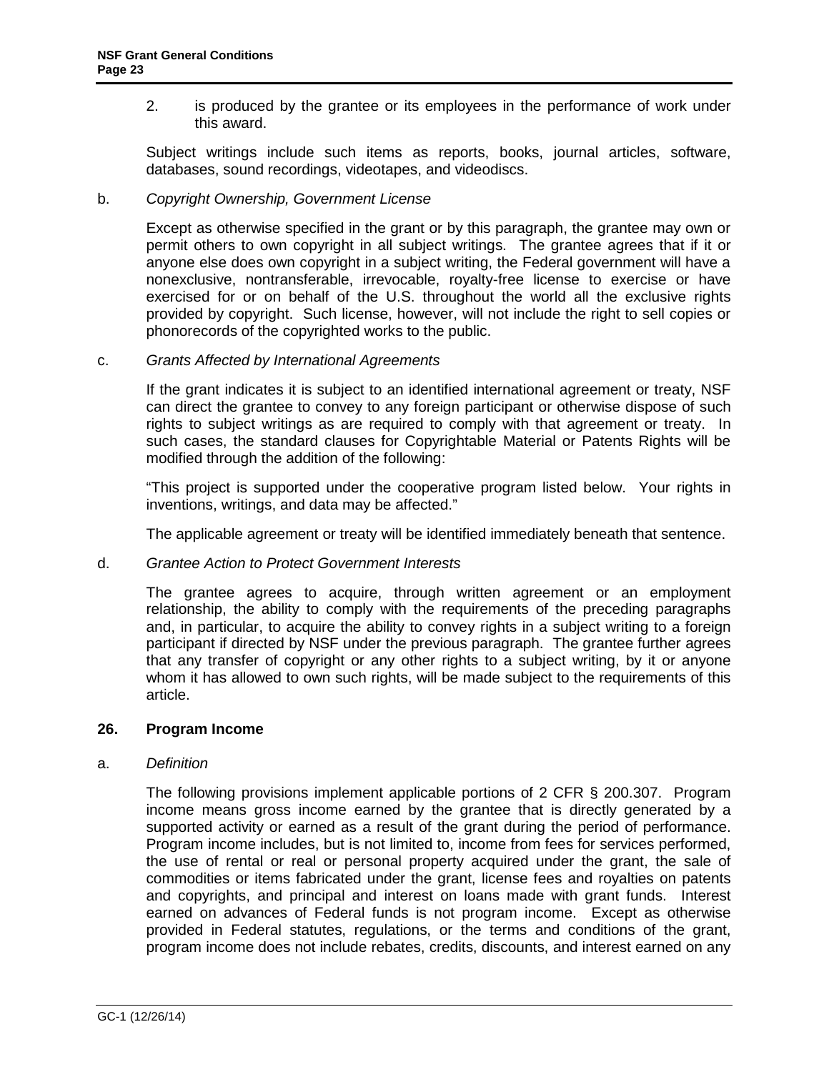2. is produced by the grantee or its employees in the performance of work under this award.

Subject writings include such items as reports, books, journal articles, software, databases, sound recordings, videotapes, and videodiscs.

b. *Copyright Ownership, Government License*

Except as otherwise specified in the grant or by this paragraph, the grantee may own or permit others to own copyright in all subject writings. The grantee agrees that if it or anyone else does own copyright in a subject writing, the Federal government will have a nonexclusive, nontransferable, irrevocable, royalty-free license to exercise or have exercised for or on behalf of the U.S. throughout the world all the exclusive rights provided by copyright. Such license, however, will not include the right to sell copies or phonorecords of the copyrighted works to the public.

c. *Grants Affected by International Agreements*

If the grant indicates it is subject to an identified international agreement or treaty, NSF can direct the grantee to convey to any foreign participant or otherwise dispose of such rights to subject writings as are required to comply with that agreement or treaty. In such cases, the standard clauses for Copyrightable Material or Patents Rights will be modified through the addition of the following:

"This project is supported under the cooperative program listed below. Your rights in inventions, writings, and data may be affected."

The applicable agreement or treaty will be identified immediately beneath that sentence.

d. *Grantee Action to Protect Government Interests*

The grantee agrees to acquire, through written agreement or an employment relationship, the ability to comply with the requirements of the preceding paragraphs and, in particular, to acquire the ability to convey rights in a subject writing to a foreign participant if directed by NSF under the previous paragraph. The grantee further agrees that any transfer of copyright or any other rights to a subject writing, by it or anyone whom it has allowed to own such rights, will be made subject to the requirements of this article.

## 26. Program Income

a. *Definition*

The following provisions implement applicable portions of 2 CFR § 200.307. Program income means gross income earned by the grantee that is directly generated by a supported activity or earned as a result of the grant during the period of performance. Program income includes, but is not limited to, income from fees for services performed, the use of rental or real or personal property acquired under the grant, the sale of commodities or items fabricated under the grant, license fees and royalties on patents and copyrights, and principal and interest on loans made with grant funds. Interest earned on advances of Federal funds is not program income. Except as otherwise provided in Federal statutes, regulations, or the terms and conditions of the grant, program income does not include rebates, credits, discounts, and interest earned on any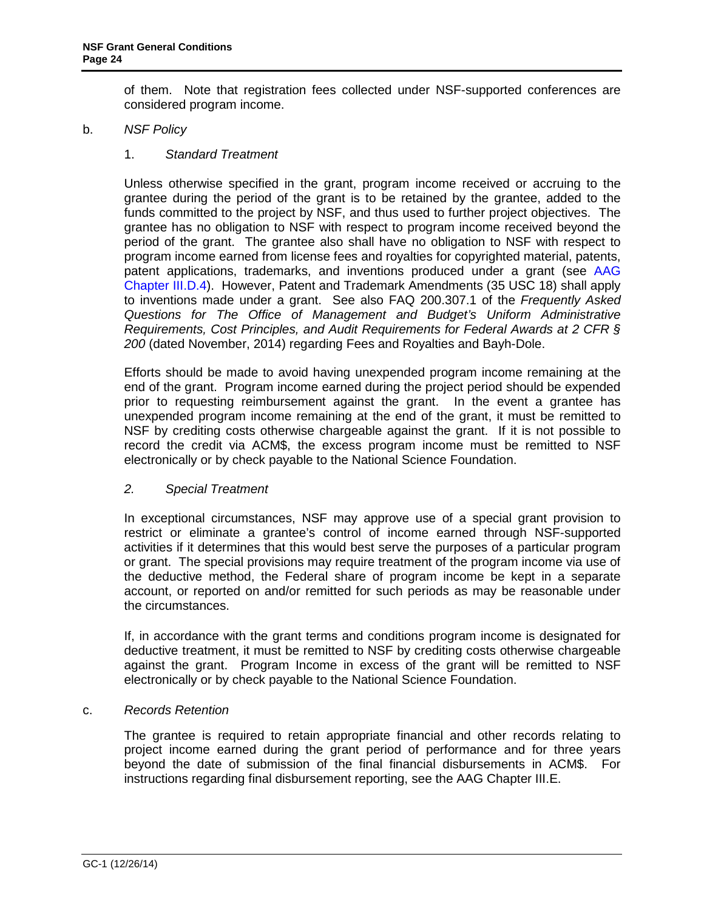of them. Note that registration fees collected under NSF-supported conferences are considered program income.

b. *NSF Policy*

1. *Standard Treatment*

Unless otherwise specified in the grant, program income received or accruing to the grantee during the period of the grant is to be retained by the grantee, added to the funds committed to the project by NSF, and thus used to further project objectives. The grantee has no obligation to NSF with respect to program income received beyond the period of the grant. The grantee also shall have no obligation to NSF with respect to program income earned from license fees and royalties for copyrighted material, patents, patent applications, trademarks, and inventions produced under a grant (see AAG Chapter III.D.4). However, Patent and Trademark Amendments (35 USC 18) shall apply to inventions made under a grant. See also FAQ 200.307.1 of the *Frequently Asked Questions for The Office of Management and Budget's Uniform Administrative Requirements, Cost Principles, and Audit Requirements for Federal Awards at 2 CFR § 200* (dated November, 2014) regarding Fees and Royalties and Bayh-Dole.

Efforts should be made to avoid having unexpended program income remaining at the end of the grant. Program income earned during the project period should be expended prior to requesting reimbursement against the grant. In the event a grantee has unexpended program income remaining at the end of the grant, it must be remitted to NSF by crediting costs otherwise chargeable against the grant. If it is not possible to record the credit via ACM$, the excess program income must be remitted to NSF electronically or by check payable to the National Science Foundation.

2. *Special Treatment*

In exceptional circumstances, NSF may approve use of a special grant provision to restrict or eliminate a grantee's control of income earned through NSF-supported activities if it determines that this would best serve the purposes of a particular program or grant. The special provisions may require treatment of the program income via use of the deductive method, the Federal share of program income be kept in a separate account, or reported on and/or remitted for such periods as may be reasonable under the circumstances.

If, in accordance with the grant terms and conditions program income is designated for deductive treatment, it must be remitted to NSF by crediting costs otherwise chargeable against the grant. Program Income in excess of the grant will be remitted to NSF electronically or by check payable to the National Science Foundation.

c. *Records Retention*

The grantee is required to retain appropriate financial and other records relating to project income earned during the grant period of performance and for three years beyond the date of submission of the final financial disbursements in ACM$. For instructions regarding final disbursement reporting, see the AAG Chapter III.E.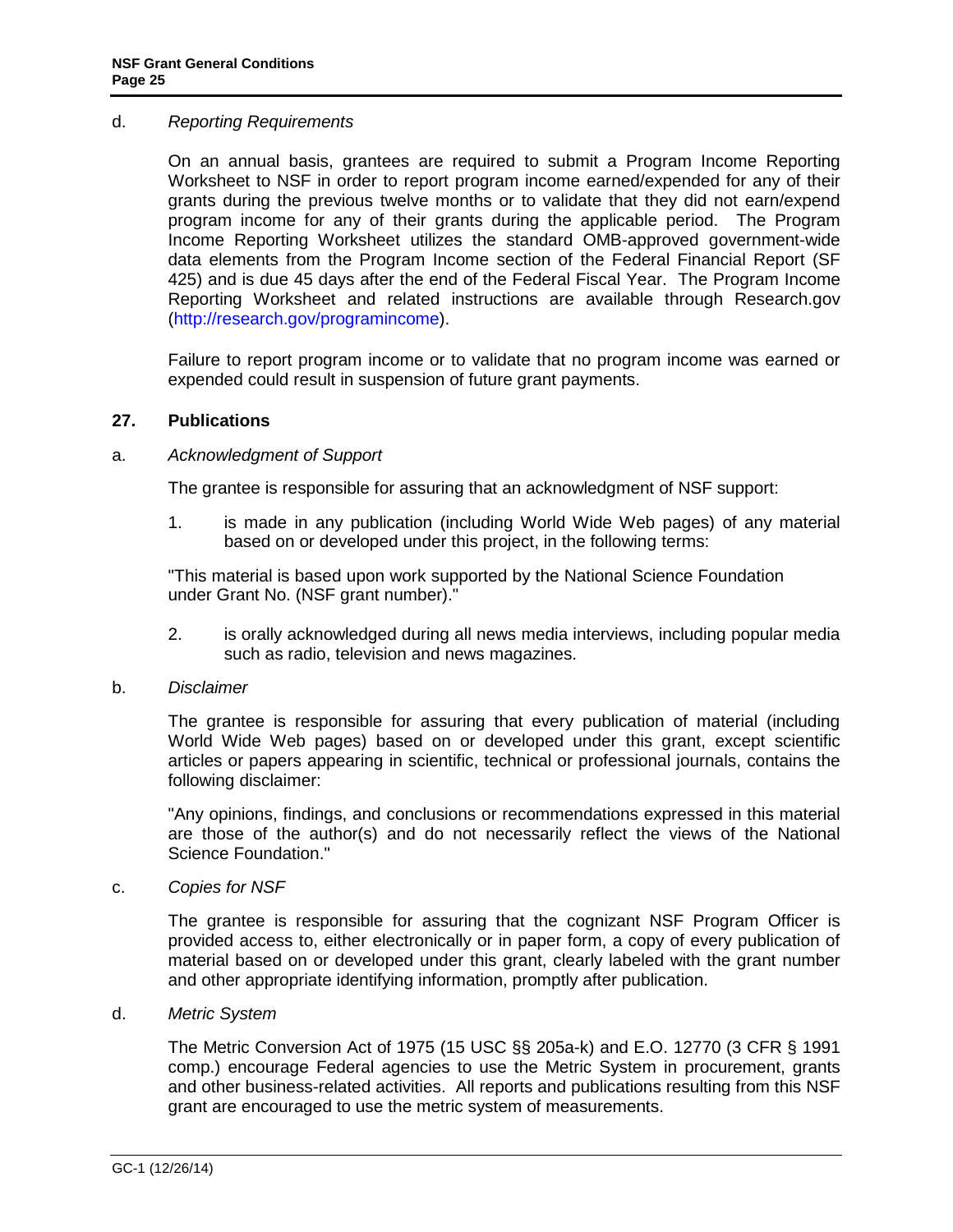d. *Reporting Requirements*

On an annual basis, grantees are required to submit a Program Income Reporting Worksheet to NSF in order to report program income earned/expended for any of their grants during the previous twelve months or to validate that they did not earn/expend program income for any of their grants during the applicable period. The Program Income Reporting Worksheet utilizes the standard OMB-approved government-wide data elements from the Program Income section of the Federal Financial Report (SF 425) and is due 45 days after the end of the Federal Fiscal Year. The Program Income Reporting Worksheet and related instructions are available through Research.gov (http://research.gov/programincome).

Failure to report program income or to validate that no program income was earned or expended could result in suspension of future grant payments.

## 27. Publications

a. *Acknowledgment of Support*

The grantee is responsible for assuring that an acknowledgment of NSF support:

1. is made in any publication (including World Wide Web pages) of any material based on or developed under this project, in the following terms:

"This material is based upon work supported by the National Science Foundation under Grant No. (NSF grant number)."

2. is orally acknowledged during all news media interviews, including popular media such as radio, television and news magazines.

b. *Disclaimer*

The grantee is responsible for assuring that every publication of material (including World Wide Web pages) based on or developed under this grant, except scientific articles or papers appearing in scientific, technical or professional journals, contains the following disclaimer:

"Any opinions, findings, and conclusions or recommendations expressed in this material are those of the author(s) and do not necessarily reflect the views of the National Science Foundation."

c. *Copies for NSF*

The grantee is responsible for assuring that the cognizant NSF Program Officer is provided access to, either electronically or in paper form, a copy of every publication of material based on or developed under this grant, clearly labeled with the grant number and other appropriate identifying information, promptly after publication.

d. *Metric System*

The Metric Conversion Act of 1975 (15 USC §§ 205a-k) and E.O. 12770 (3 CFR § 1991 comp.) encourage Federal agencies to use the Metric System in procurement, grants and other business-related activities. All reports and publications resulting from this NSF grant are encouraged to use the metric system of measurements.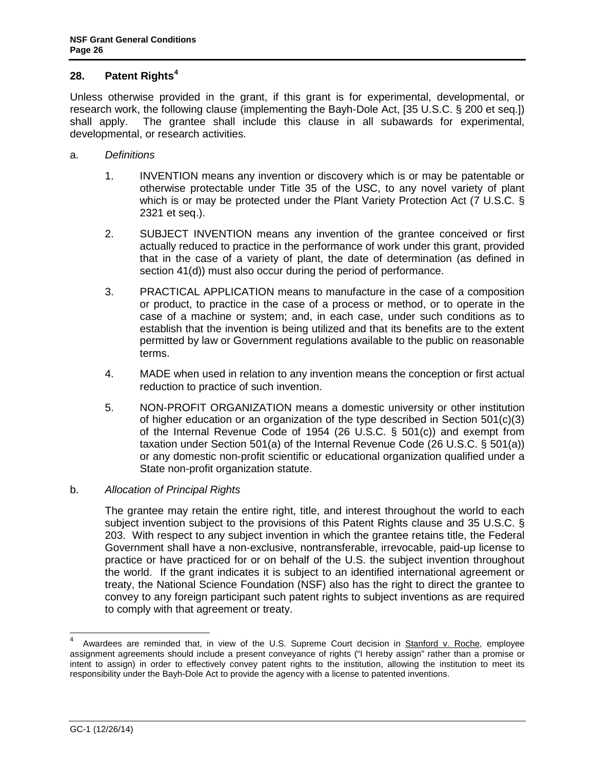## 28. Patent Rights[4]

Unless otherwise provided in the grant, if this grant is for experimental, developmental, or research work, the following clause (implementing the Bayh-Dole Act, [35 U.S.C. § 200 et seq.]) shall apply. The grantee shall include this clause in all subawards for experimental, developmental, or research activities.

a. *Definitions*

1. INVENTION means any invention or discovery which is or may be patentable or otherwise protectable under Title 35 of the USC, to any novel variety of plant which is or may be protected under the Plant Variety Protection Act (7 U.S.C. § 2321 et seq.).

2. SUBJECT INVENTION means any invention of the grantee conceived or first actually reduced to practice in the performance of work under this grant, provided that in the case of a variety of plant, the date of determination (as defined in section 41(d)) must also occur during the period of performance.

3. PRACTICAL APPLICATION means to manufacture in the case of a composition or product, to practice in the case of a process or method, or to operate in the case of a machine or system; and, in each case, under such conditions as to establish that the invention is being utilized and that its benefits are to the extent permitted by law or Government regulations available to the public on reasonable terms.

4. MADE when used in relation to any invention means the conception or first actual reduction to practice of such invention.

5. NON-PROFIT ORGANIZATION means a domestic university or other institution of higher education or an organization of the type described in Section 501(c)(3) of the Internal Revenue Code of 1954 (26 U.S.C. § 501(c)) and exempt from taxation under Section 501(a) of the Internal Revenue Code (26 U.S.C. § 501(a)) or any domestic non-profit scientific or educational organization qualified under a State non-profit organization statute.

b. *Allocation of Principal Rights*

The grantee may retain the entire right, title, and interest throughout the world to each subject invention subject to the provisions of this Patent Rights clause and 35 U.S.C. § 203. With respect to any subject invention in which the grantee retains title, the Federal Government shall have a non-exclusive, nontransferable, irrevocable, paid-up license to practice or have practiced for or on behalf of the U.S. the subject invention throughout the world. If the grant indicates it is subject to an identified international agreement or treaty, the National Science Foundation (NSF) also has the right to direct the grantee to convey to any foreign participant such patent rights to subject inventions as are required to comply with that agreement or treaty.

---

[4] Awardees are reminded that, in view of the U.S. Supreme Court decision in Stanford v. Roche, employee assignment agreements should include a present conveyance of rights ("I hereby assign" rather than a promise or intent to assign) in order to effectively convey patent rights to the institution, allowing the institution to meet its responsibility under the Bayh-Dole Act to provide the agency with a license to patented inventions.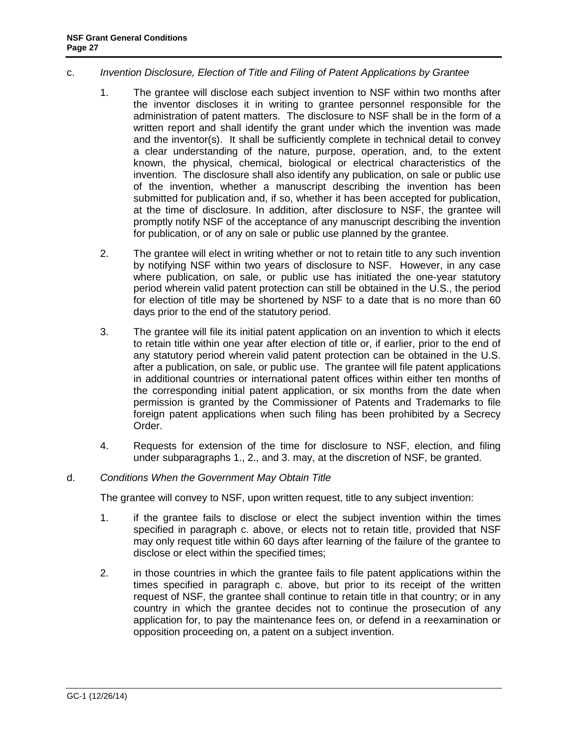c. *Invention Disclosure, Election of Title and Filing of Patent Applications by Grantee*

1. The grantee will disclose each subject invention to NSF within two months after the inventor discloses it in writing to grantee personnel responsible for the administration of patent matters. The disclosure to NSF shall be in the form of a written report and shall identify the grant under which the invention was made and the inventor(s). It shall be sufficiently complete in technical detail to convey a clear understanding of the nature, purpose, operation, and, to the extent known, the physical, chemical, biological or electrical characteristics of the invention. The disclosure shall also identify any publication, on sale or public use of the invention, whether a manuscript describing the invention has been submitted for publication and, if so, whether it has been accepted for publication, at the time of disclosure. In addition, after disclosure to NSF, the grantee will promptly notify NSF of the acceptance of any manuscript describing the invention for publication, or of any on sale or public use planned by the grantee.

2. The grantee will elect in writing whether or not to retain title to any such invention by notifying NSF within two years of disclosure to NSF. However, in any case where publication, on sale, or public use has initiated the one-year statutory period wherein valid patent protection can still be obtained in the U.S., the period for election of title may be shortened by NSF to a date that is no more than 60 days prior to the end of the statutory period.

3. The grantee will file its initial patent application on an invention to which it elects to retain title within one year after election of title or, if earlier, prior to the end of any statutory period wherein valid patent protection can be obtained in the U.S. after a publication, on sale, or public use. The grantee will file patent applications in additional countries or international patent offices within either ten months of the corresponding initial patent application, or six months from the date when permission is granted by the Commissioner of Patents and Trademarks to file foreign patent applications when such filing has been prohibited by a Secrecy Order.

4. Requests for extension of the time for disclosure to NSF, election, and filing under subparagraphs 1., 2., and 3. may, at the discretion of NSF, be granted.

d. *Conditions When the Government May Obtain Title*

The grantee will convey to NSF, upon written request, title to any subject invention:

1. if the grantee fails to disclose or elect the subject invention within the times specified in paragraph c. above, or elects not to retain title, provided that NSF may only request title within 60 days after learning of the failure of the grantee to disclose or elect within the specified times;

2. in those countries in which the grantee fails to file patent applications within the times specified in paragraph c. above, but prior to its receipt of the written request of NSF, the grantee shall continue to retain title in that country; or in any country in which the grantee decides not to continue the prosecution of any application for, to pay the maintenance fees on, or defend in a reexamination or opposition proceeding on, a patent on a subject invention.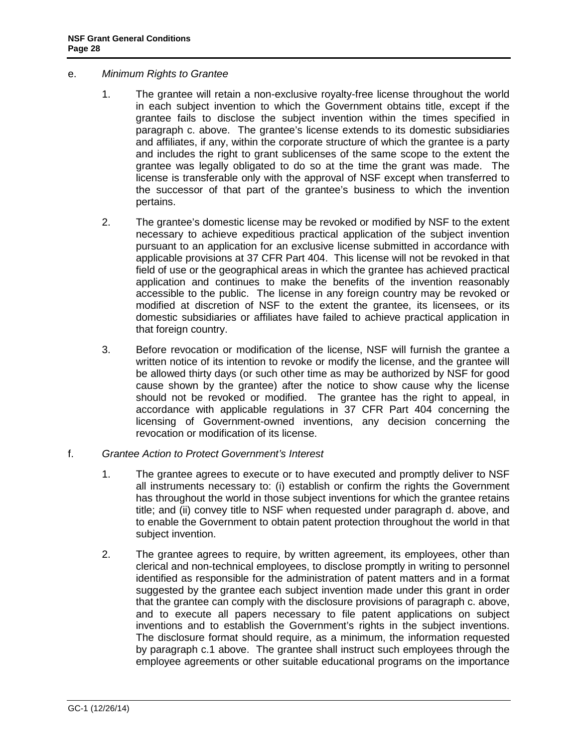e. *Minimum Rights to Grantee*

1. The grantee will retain a non-exclusive royalty-free license throughout the world in each subject invention to which the Government obtains title, except if the grantee fails to disclose the subject invention within the times specified in paragraph c. above. The grantee's license extends to its domestic subsidiaries and affiliates, if any, within the corporate structure of which the grantee is a party and includes the right to grant sublicenses of the same scope to the extent the grantee was legally obligated to do so at the time the grant was made. The license is transferable only with the approval of NSF except when transferred to the successor of that part of the grantee's business to which the invention pertains.

2. The grantee's domestic license may be revoked or modified by NSF to the extent necessary to achieve expeditious practical application of the subject invention pursuant to an application for an exclusive license submitted in accordance with applicable provisions at 37 CFR Part 404. This license will not be revoked in that field of use or the geographical areas in which the grantee has achieved practical application and continues to make the benefits of the invention reasonably accessible to the public. The license in any foreign country may be revoked or modified at discretion of NSF to the extent the grantee, its licensees, or its domestic subsidiaries or affiliates have failed to achieve practical application in that foreign country.

3. Before revocation or modification of the license, NSF will furnish the grantee a written notice of its intention to revoke or modify the license, and the grantee will be allowed thirty days (or such other time as may be authorized by NSF for good cause shown by the grantee) after the notice to show cause why the license should not be revoked or modified. The grantee has the right to appeal, in accordance with applicable regulations in 37 CFR Part 404 concerning the licensing of Government-owned inventions, any decision concerning the revocation or modification of its license.

f. *Grantee Action to Protect Government's Interest*

1. The grantee agrees to execute or to have executed and promptly deliver to NSF all instruments necessary to: (i) establish or confirm the rights the Government has throughout the world in those subject inventions for which the grantee retains title; and (ii) convey title to NSF when requested under paragraph d. above, and to enable the Government to obtain patent protection throughout the world in that subject invention.

2. The grantee agrees to require, by written agreement, its employees, other than clerical and non-technical employees, to disclose promptly in writing to personnel identified as responsible for the administration of patent matters and in a format suggested by the grantee each subject invention made under this grant in order that the grantee can comply with the disclosure provisions of paragraph c. above, and to execute all papers necessary to file patent applications on subject inventions and to establish the Government's rights in the subject inventions. The disclosure format should require, as a minimum, the information requested by paragraph c.1 above. The grantee shall instruct such employees through the employee agreements or other suitable educational programs on the importance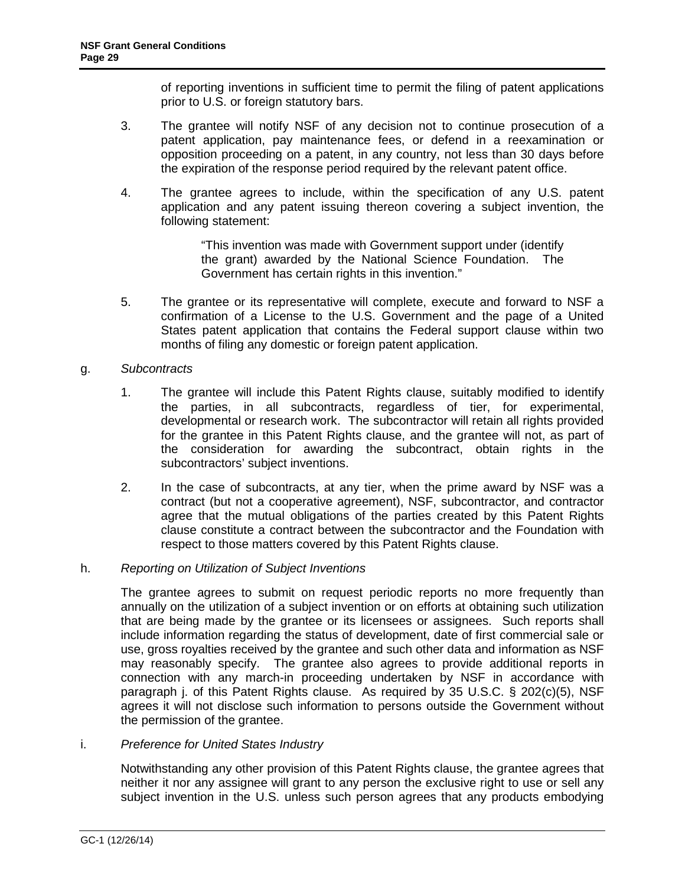of reporting inventions in sufficient time to permit the filing of patent applications prior to U.S. or foreign statutory bars.

3. The grantee will notify NSF of any decision not to continue prosecution of a patent application, pay maintenance fees, or defend in a reexamination or opposition proceeding on a patent, in any country, not less than 30 days before the expiration of the response period required by the relevant patent office.

4. The grantee agrees to include, within the specification of any U.S. patent application and any patent issuing thereon covering a subject invention, the following statement:

   > "This invention was made with Government support under (identify the grant) awarded by the National Science Foundation. The Government has certain rights in this invention."

5. The grantee or its representative will complete, execute and forward to NSF a confirmation of a License to the U.S. Government and the page of a United States patent application that contains the Federal support clause within two months of filing any domestic or foreign patent application.

g. *Subcontracts*

1. The grantee will include this Patent Rights clause, suitably modified to identify the parties, in all subcontracts, regardless of tier, for experimental, developmental or research work. The subcontractor will retain all rights provided for the grantee in this Patent Rights clause, and the grantee will not, as part of the consideration for awarding the subcontract, obtain rights in the subcontractors' subject inventions.

2. In the case of subcontracts, at any tier, when the prime award by NSF was a contract (but not a cooperative agreement), NSF, subcontractor, and contractor agree that the mutual obligations of the parties created by this Patent Rights clause constitute a contract between the subcontractor and the Foundation with respect to those matters covered by this Patent Rights clause.

h. *Reporting on Utilization of Subject Inventions*

The grantee agrees to submit on request periodic reports no more frequently than annually on the utilization of a subject invention or on efforts at obtaining such utilization that are being made by the grantee or its licensees or assignees. Such reports shall include information regarding the status of development, date of first commercial sale or use, gross royalties received by the grantee and such other data and information as NSF may reasonably specify. The grantee also agrees to provide additional reports in connection with any march-in proceeding undertaken by NSF in accordance with paragraph j. of this Patent Rights clause. As required by 35 U.S.C. § 202(c)(5), NSF agrees it will not disclose such information to persons outside the Government without the permission of the grantee.

i. *Preference for United States Industry*

Notwithstanding any other provision of this Patent Rights clause, the grantee agrees that neither it nor any assignee will grant to any person the exclusive right to use or sell any subject invention in the U.S. unless such person agrees that any products embodying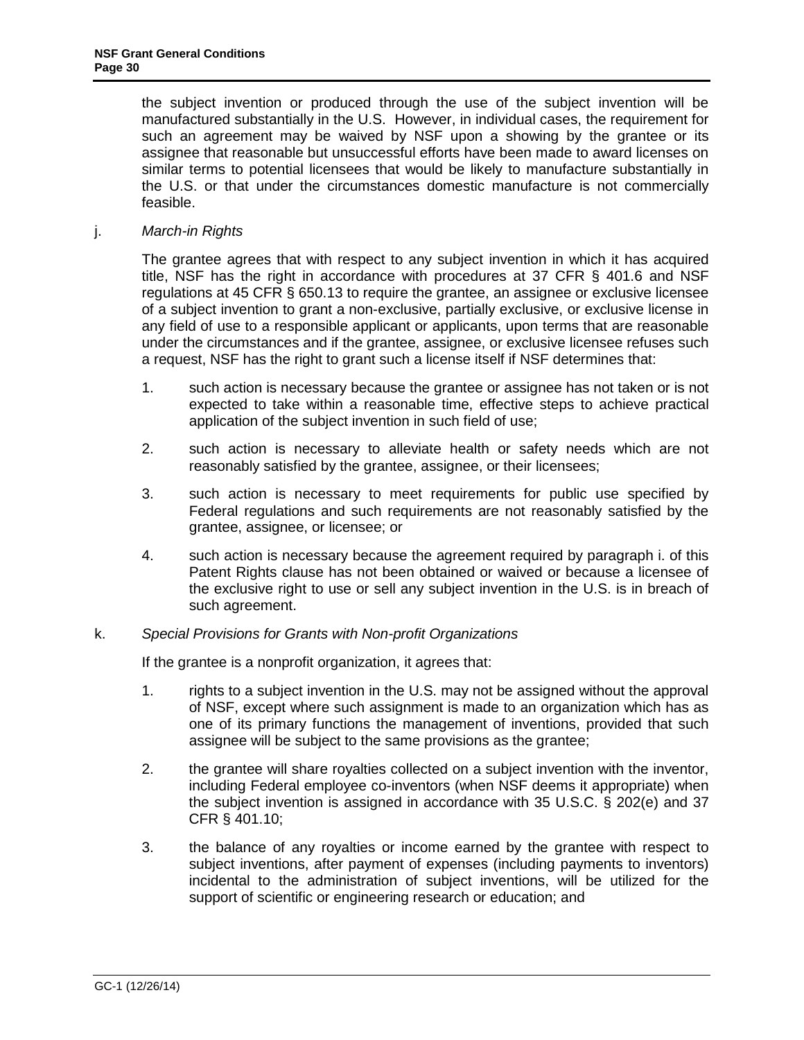the subject invention or produced through the use of the subject invention will be manufactured substantially in the U.S. However, in individual cases, the requirement for such an agreement may be waived by NSF upon a showing by the grantee or its assignee that reasonable but unsuccessful efforts have been made to award licenses on similar terms to potential licensees that would be likely to manufacture substantially in the U.S. or that under the circumstances domestic manufacture is not commercially feasible.

j. *March-in Rights*

The grantee agrees that with respect to any subject invention in which it has acquired title, NSF has the right in accordance with procedures at 37 CFR § 401.6 and NSF regulations at 45 CFR § 650.13 to require the grantee, an assignee or exclusive licensee of a subject invention to grant a non-exclusive, partially exclusive, or exclusive license in any field of use to a responsible applicant or applicants, upon terms that are reasonable under the circumstances and if the grantee, assignee, or exclusive licensee refuses such a request, NSF has the right to grant such a license itself if NSF determines that:

1. such action is necessary because the grantee or assignee has not taken or is not expected to take within a reasonable time, effective steps to achieve practical application of the subject invention in such field of use;

2. such action is necessary to alleviate health or safety needs which are not reasonably satisfied by the grantee, assignee, or their licensees;

3. such action is necessary to meet requirements for public use specified by Federal regulations and such requirements are not reasonably satisfied by the grantee, assignee, or licensee; or

4. such action is necessary because the agreement required by paragraph i. of this Patent Rights clause has not been obtained or waived or because a licensee of the exclusive right to use or sell any subject invention in the U.S. is in breach of such agreement.

k. *Special Provisions for Grants with Non-profit Organizations*

If the grantee is a nonprofit organization, it agrees that:

1. rights to a subject invention in the U.S. may not be assigned without the approval of NSF, except where such assignment is made to an organization which has as one of its primary functions the management of inventions, provided that such assignee will be subject to the same provisions as the grantee;

2. the grantee will share royalties collected on a subject invention with the inventor, including Federal employee co-inventors (when NSF deems it appropriate) when the subject invention is assigned in accordance with 35 U.S.C. § 202(e) and 37 CFR § 401.10;

3. the balance of any royalties or income earned by the grantee with respect to subject inventions, after payment of expenses (including payments to inventors) incidental to the administration of subject inventions, will be utilized for the support of scientific or engineering research or education; and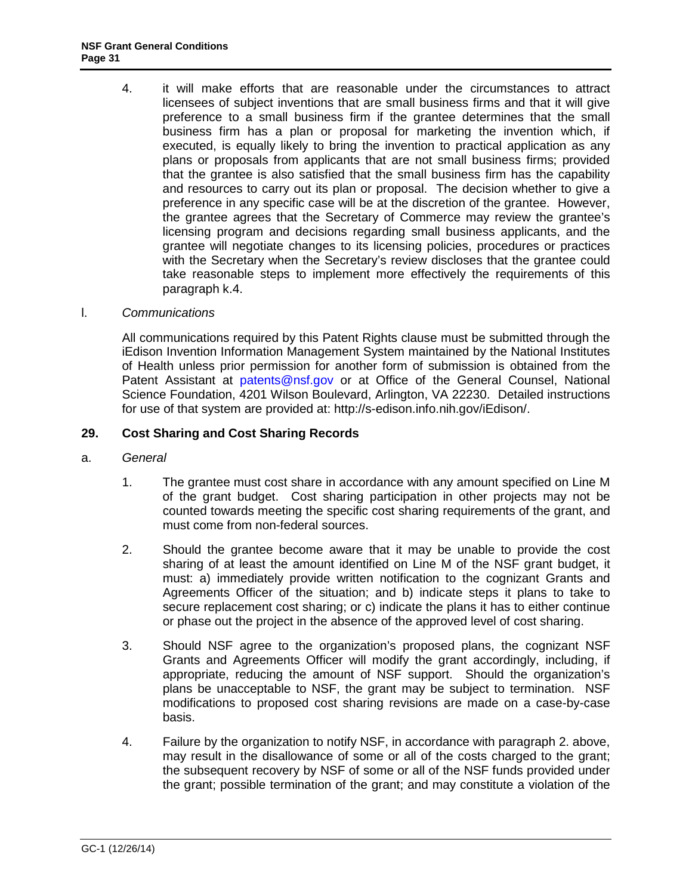4. it will make efforts that are reasonable under the circumstances to attract licensees of subject inventions that are small business firms and that it will give preference to a small business firm if the grantee determines that the small business firm has a plan or proposal for marketing the invention which, if executed, is equally likely to bring the invention to practical application as any plans or proposals from applicants that are not small business firms; provided that the grantee is also satisfied that the small business firm has the capability and resources to carry out its plan or proposal. The decision whether to give a preference in any specific case will be at the discretion of the grantee. However, the grantee agrees that the Secretary of Commerce may review the grantee's licensing program and decisions regarding small business applicants, and the grantee will negotiate changes to its licensing policies, procedures or practices with the Secretary when the Secretary's review discloses that the grantee could take reasonable steps to implement more effectively the requirements of this paragraph k.4.

l. *Communications*

All communications required by this Patent Rights clause must be submitted through the iEdison Invention Information Management System maintained by the National Institutes of Health unless prior permission for another form of submission is obtained from the Patent Assistant at patents@nsf.gov or at Office of the General Counsel, National Science Foundation, 4201 Wilson Boulevard, Arlington, VA 22230. Detailed instructions for use of that system are provided at: http://s-edison.info.nih.gov/iEdison/.

## 29. Cost Sharing and Cost Sharing Records

a. *General*

1. The grantee must cost share in accordance with any amount specified on Line M of the grant budget. Cost sharing participation in other projects may not be counted towards meeting the specific cost sharing requirements of the grant, and must come from non-federal sources.

2. Should the grantee become aware that it may be unable to provide the cost sharing of at least the amount identified on Line M of the NSF grant budget, it must: a) immediately provide written notification to the cognizant Grants and Agreements Officer of the situation; and b) indicate steps it plans to take to secure replacement cost sharing; or c) indicate the plans it has to either continue or phase out the project in the absence of the approved level of cost sharing.

3. Should NSF agree to the organization's proposed plans, the cognizant NSF Grants and Agreements Officer will modify the grant accordingly, including, if appropriate, reducing the amount of NSF support. Should the organization's plans be unacceptable to NSF, the grant may be subject to termination. NSF modifications to proposed cost sharing revisions are made on a case-by-case basis.

4. Failure by the organization to notify NSF, in accordance with paragraph 2. above, may result in the disallowance of some or all of the costs charged to the grant; the subsequent recovery by NSF of some or all of the NSF funds provided under the grant; possible termination of the grant; and may constitute a violation of the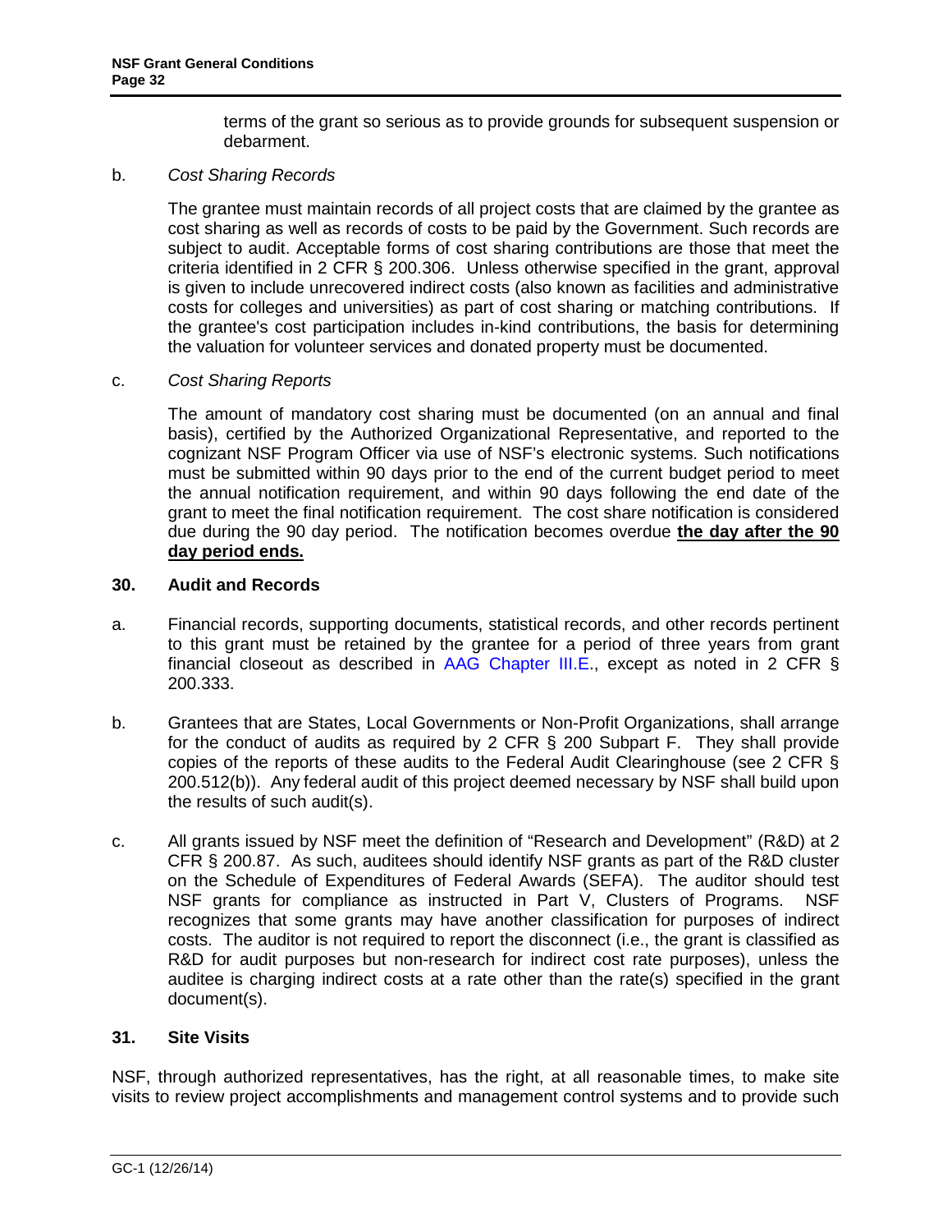terms of the grant so serious as to provide grounds for subsequent suspension or debarment.

b. *Cost Sharing Records*

The grantee must maintain records of all project costs that are claimed by the grantee as cost sharing as well as records of costs to be paid by the Government. Such records are subject to audit. Acceptable forms of cost sharing contributions are those that meet the criteria identified in 2 CFR § 200.306. Unless otherwise specified in the grant, approval is given to include unrecovered indirect costs (also known as facilities and administrative costs for colleges and universities) as part of cost sharing or matching contributions. If the grantee's cost participation includes in-kind contributions, the basis for determining the valuation for volunteer services and donated property must be documented.

c. *Cost Sharing Reports*

The amount of mandatory cost sharing must be documented (on an annual and final basis), certified by the Authorized Organizational Representative, and reported to the cognizant NSF Program Officer via use of NSF's electronic systems. Such notifications must be submitted within 90 days prior to the end of the current budget period to meet the annual notification requirement, and within 90 days following the end date of the grant to meet the final notification requirement. The cost share notification is considered due during the 90 day period. The notification becomes overdue **the day after the 90 day period ends.**

### 30. Audit and Records

a. Financial records, supporting documents, statistical records, and other records pertinent to this grant must be retained by the grantee for a period of three years from grant financial closeout as described in AAG Chapter III.E., except as noted in 2 CFR § 200.333.

b. Grantees that are States, Local Governments or Non-Profit Organizations, shall arrange for the conduct of audits as required by 2 CFR § 200 Subpart F. They shall provide copies of the reports of these audits to the Federal Audit Clearinghouse (see 2 CFR § 200.512(b)). Any federal audit of this project deemed necessary by NSF shall build upon the results of such audit(s).

c. All grants issued by NSF meet the definition of "Research and Development" (R&D) at 2 CFR § 200.87. As such, auditees should identify NSF grants as part of the R&D cluster on the Schedule of Expenditures of Federal Awards (SEFA). The auditor should test NSF grants for compliance as instructed in Part V, Clusters of Programs. NSF recognizes that some grants may have another classification for purposes of indirect costs. The auditor is not required to report the disconnect (i.e., the grant is classified as R&D for audit purposes but non-research for indirect cost rate purposes), unless the auditee is charging indirect costs at a rate other than the rate(s) specified in the grant document(s).

### 31. Site Visits

NSF, through authorized representatives, has the right, at all reasonable times, to make site visits to review project accomplishments and management control systems and to provide such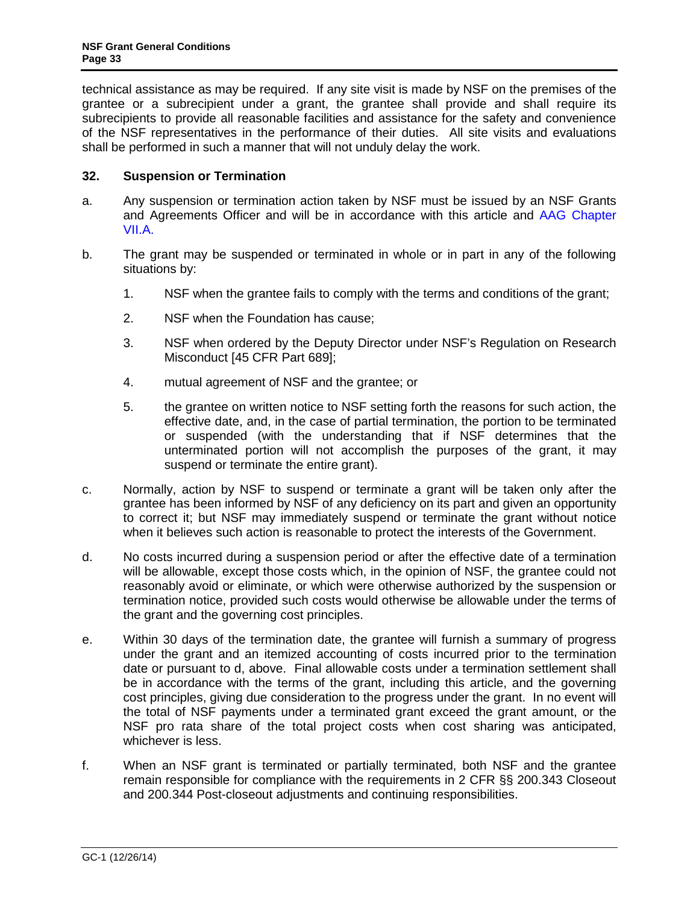technical assistance as may be required. If any site visit is made by NSF on the premises of the grantee or a subrecipient under a grant, the grantee shall provide and shall require its subrecipients to provide all reasonable facilities and assistance for the safety and convenience of the NSF representatives in the performance of their duties. All site visits and evaluations shall be performed in such a manner that will not unduly delay the work.

### 32. Suspension or Termination

a. Any suspension or termination action taken by NSF must be issued by an NSF Grants and Agreements Officer and will be in accordance with this article and AAG Chapter VII.A.

b. The grant may be suspended or terminated in whole or in part in any of the following situations by:

1. NSF when the grantee fails to comply with the terms and conditions of the grant;

2. NSF when the Foundation has cause;

3. NSF when ordered by the Deputy Director under NSF's Regulation on Research Misconduct [45 CFR Part 689];

4. mutual agreement of NSF and the grantee; or

5. the grantee on written notice to NSF setting forth the reasons for such action, the effective date, and, in the case of partial termination, the portion to be terminated or suspended (with the understanding that if NSF determines that the unterminated portion will not accomplish the purposes of the grant, it may suspend or terminate the entire grant).

c. Normally, action by NSF to suspend or terminate a grant will be taken only after the grantee has been informed by NSF of any deficiency on its part and given an opportunity to correct it; but NSF may immediately suspend or terminate the grant without notice when it believes such action is reasonable to protect the interests of the Government.

d. No costs incurred during a suspension period or after the effective date of a termination will be allowable, except those costs which, in the opinion of NSF, the grantee could not reasonably avoid or eliminate, or which were otherwise authorized by the suspension or termination notice, provided such costs would otherwise be allowable under the terms of the grant and the governing cost principles.

e. Within 30 days of the termination date, the grantee will furnish a summary of progress under the grant and an itemized accounting of costs incurred prior to the termination date or pursuant to d, above. Final allowable costs under a termination settlement shall be in accordance with the terms of the grant, including this article, and the governing cost principles, giving due consideration to the progress under the grant. In no event will the total of NSF payments under a terminated grant exceed the grant amount, or the NSF pro rata share of the total project costs when cost sharing was anticipated, whichever is less.

f. When an NSF grant is terminated or partially terminated, both NSF and the grantee remain responsible for compliance with the requirements in 2 CFR §§ 200.343 Closeout and 200.344 Post-closeout adjustments and continuing responsibilities.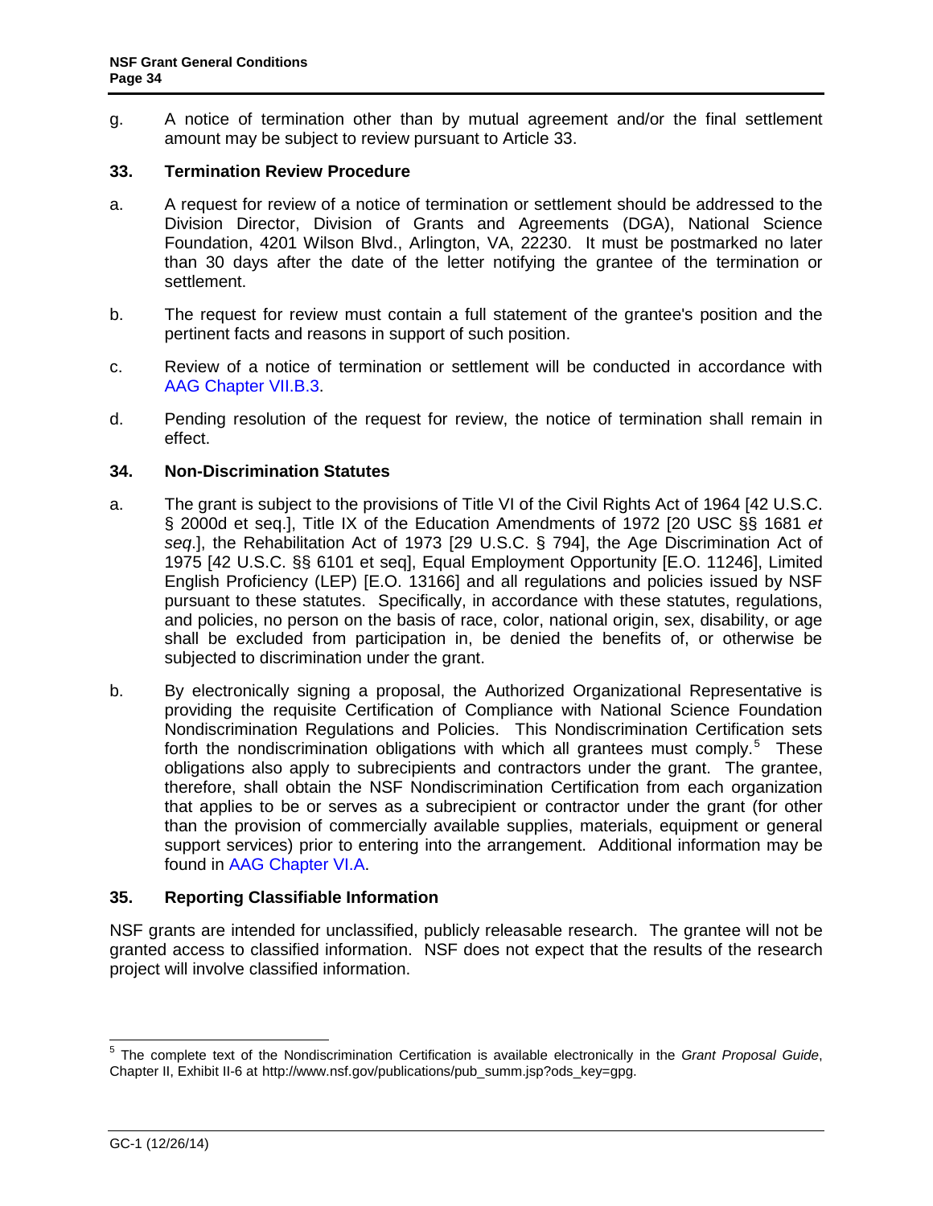g. A notice of termination other than by mutual agreement and/or the final settlement amount may be subject to review pursuant to Article 33.

### 33. Termination Review Procedure

a. A request for review of a notice of termination or settlement should be addressed to the Division Director, Division of Grants and Agreements (DGA), National Science Foundation, 4201 Wilson Blvd., Arlington, VA, 22230. It must be postmarked no later than 30 days after the date of the letter notifying the grantee of the termination or settlement.

b. The request for review must contain a full statement of the grantee's position and the pertinent facts and reasons in support of such position.

c. Review of a notice of termination or settlement will be conducted in accordance with AAG Chapter VII.B.3.

d. Pending resolution of the request for review, the notice of termination shall remain in effect.

### 34. Non-Discrimination Statutes

a. The grant is subject to the provisions of Title VI of the Civil Rights Act of 1964 [42 U.S.C. § 2000d et seq.], Title IX of the Education Amendments of 1972 [20 USC §§ 1681 *et seq*.], the Rehabilitation Act of 1973 [29 U.S.C. § 794], the Age Discrimination Act of 1975 [42 U.S.C. §§ 6101 et seq], Equal Employment Opportunity [E.O. 11246], Limited English Proficiency (LEP) [E.O. 13166] and all regulations and policies issued by NSF pursuant to these statutes. Specifically, in accordance with these statutes, regulations, and policies, no person on the basis of race, color, national origin, sex, disability, or age shall be excluded from participation in, be denied the benefits of, or otherwise be subjected to discrimination under the grant.

b. By electronically signing a proposal, the Authorized Organizational Representative is providing the requisite Certification of Compliance with National Science Foundation Nondiscrimination Regulations and Policies. This Nondiscrimination Certification sets forth the nondiscrimination obligations with which all grantees must comply.[5] These obligations also apply to subrecipients and contractors under the grant. The grantee, therefore, shall obtain the NSF Nondiscrimination Certification from each organization that applies to be or serves as a subrecipient or contractor under the grant (for other than the provision of commercially available supplies, materials, equipment or general support services) prior to entering into the arrangement. Additional information may be found in AAG Chapter VI.A.

### 35. Reporting Classifiable Information

NSF grants are intended for unclassified, publicly releasable research. The grantee will not be granted access to classified information. NSF does not expect that the results of the research project will involve classified information.

---

[5] The complete text of the Nondiscrimination Certification is available electronically in the *Grant Proposal Guide*, Chapter II, Exhibit II-6 at http://www.nsf.gov/publications/pub_summ.jsp?ods_key=gpg.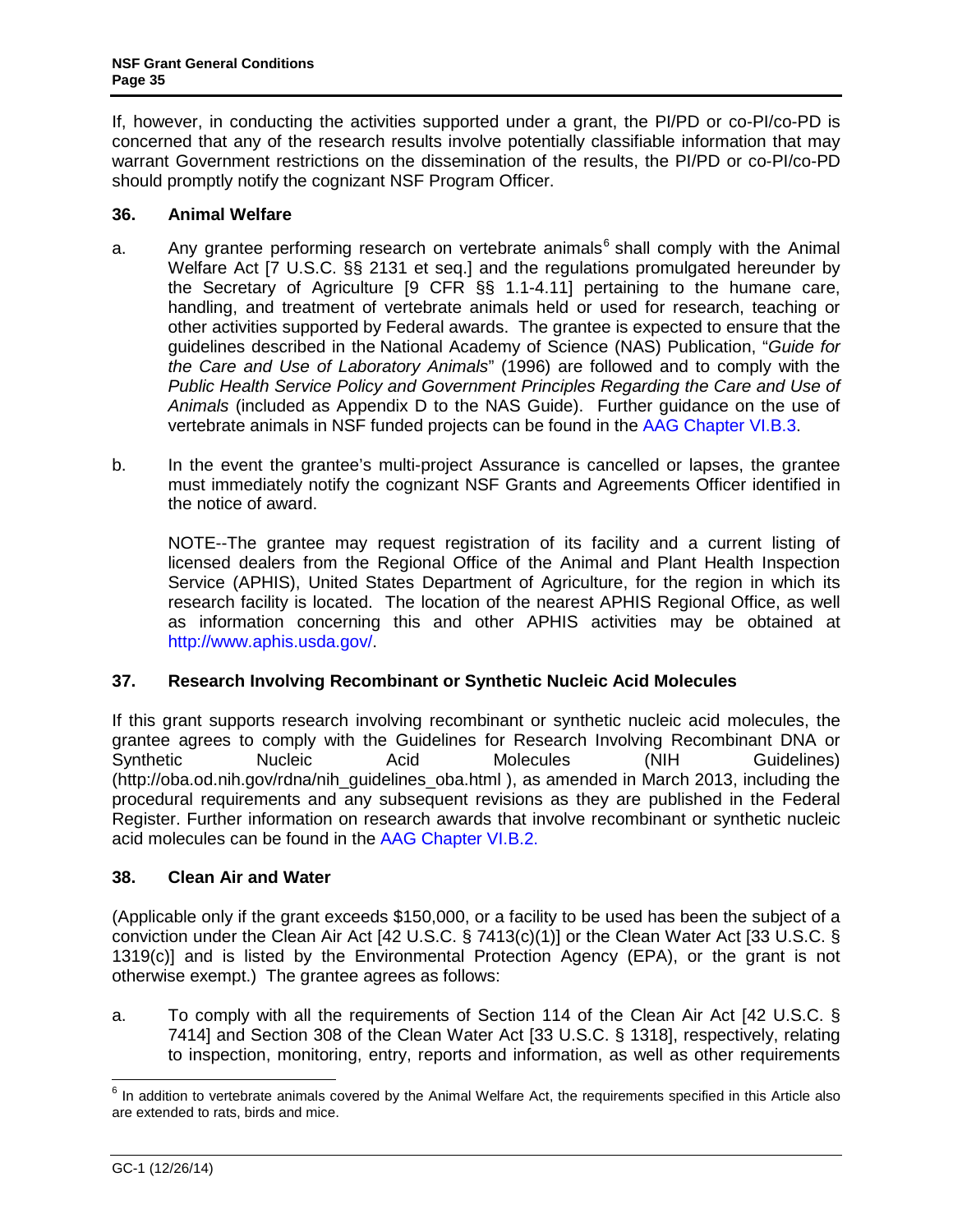If, however, in conducting the activities supported under a grant, the PI/PD or co-PI/co-PD is concerned that any of the research results involve potentially classifiable information that may warrant Government restrictions on the dissemination of the results, the PI/PD or co-PI/co-PD should promptly notify the cognizant NSF Program Officer.

## 36. Animal Welfare

a. Any grantee performing research on vertebrate animals[6] shall comply with the Animal Welfare Act [7 U.S.C. §§ 2131 et seq.] and the regulations promulgated hereunder by the Secretary of Agriculture [9 CFR §§ 1.1-4.11] pertaining to the humane care, handling, and treatment of vertebrate animals held or used for research, teaching or other activities supported by Federal awards. The grantee is expected to ensure that the guidelines described in the National Academy of Science (NAS) Publication, "*Guide for the Care and Use of Laboratory Animals*" (1996) are followed and to comply with the *Public Health Service Policy and Government Principles Regarding the Care and Use of Animals* (included as Appendix D to the NAS Guide). Further guidance on the use of vertebrate animals in NSF funded projects can be found in the AAG Chapter VI.B.3.

b. In the event the grantee's multi-project Assurance is cancelled or lapses, the grantee must immediately notify the cognizant NSF Grants and Agreements Officer identified in the notice of award.

   NOTE--The grantee may request registration of its facility and a current listing of licensed dealers from the Regional Office of the Animal and Plant Health Inspection Service (APHIS), United States Department of Agriculture, for the region in which its research facility is located. The location of the nearest APHIS Regional Office, as well as information concerning this and other APHIS activities may be obtained at http://www.aphis.usda.gov/.

## 37. Research Involving Recombinant or Synthetic Nucleic Acid Molecules

If this grant supports research involving recombinant or synthetic nucleic acid molecules, the grantee agrees to comply with the Guidelines for Research Involving Recombinant DNA or Synthetic Nucleic Acid Molecules (NIH Guidelines) (http://oba.od.nih.gov/rdna/nih_guidelines_oba.html ), as amended in March 2013, including the procedural requirements and any subsequent revisions as they are published in the Federal Register. Further information on research awards that involve recombinant or synthetic nucleic acid molecules can be found in the AAG Chapter VI.B.2.

## 38. Clean Air and Water

(Applicable only if the grant exceeds $150,000, or a facility to be used has been the subject of a conviction under the Clean Air Act [42 U.S.C. § 7413(c)(1)] or the Clean Water Act [33 U.S.C. § 1319(c)] and is listed by the Environmental Protection Agency (EPA), or the grant is not otherwise exempt.) The grantee agrees as follows:

a. To comply with all the requirements of Section 114 of the Clean Air Act [42 U.S.C. § 7414] and Section 308 of the Clean Water Act [33 U.S.C. § 1318], respectively, relating to inspection, monitoring, entry, reports and information, as well as other requirements

---

[6] In addition to vertebrate animals covered by the Animal Welfare Act, the requirements specified in this Article also are extended to rats, birds and mice.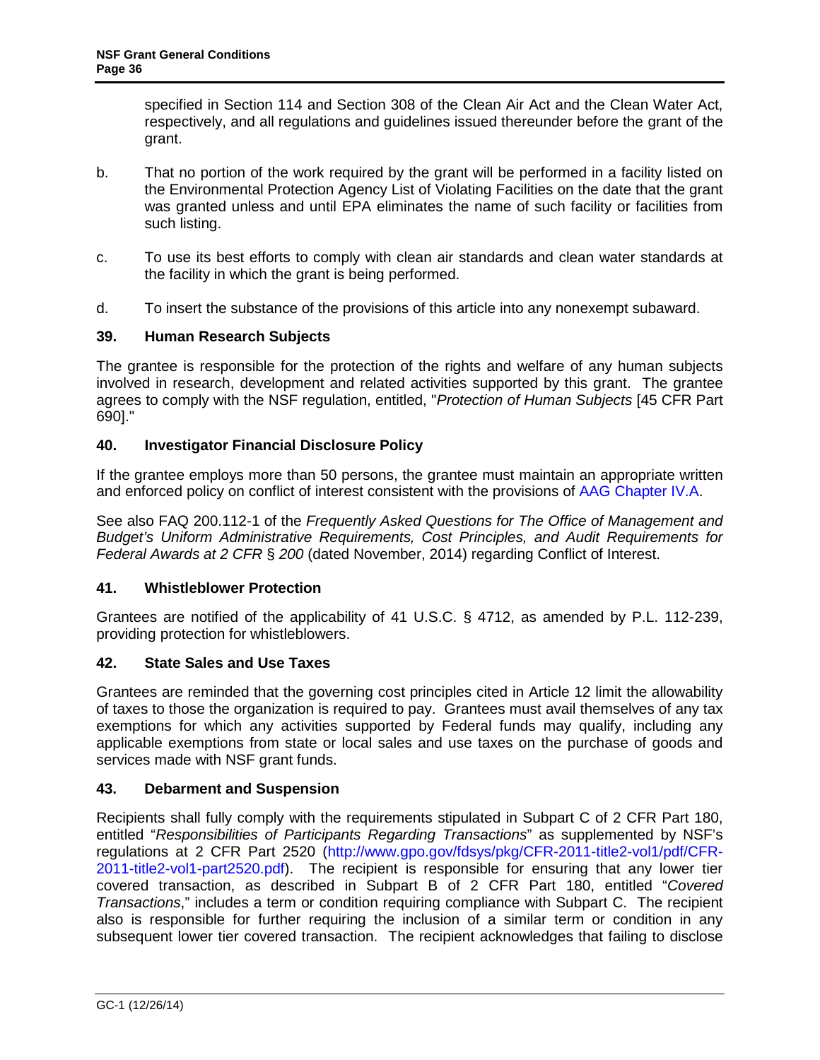specified in Section 114 and Section 308 of the Clean Air Act and the Clean Water Act, respectively, and all regulations and guidelines issued thereunder before the grant of the grant.

b. That no portion of the work required by the grant will be performed in a facility listed on the Environmental Protection Agency List of Violating Facilities on the date that the grant was granted unless and until EPA eliminates the name of such facility or facilities from such listing.

c. To use its best efforts to comply with clean air standards and clean water standards at the facility in which the grant is being performed.

d. To insert the substance of the provisions of this article into any nonexempt subaward.

**39. Human Research Subjects**

The grantee is responsible for the protection of the rights and welfare of any human subjects involved in research, development and related activities supported by this grant. The grantee agrees to comply with the NSF regulation, entitled, "*Protection of Human Subjects* [45 CFR Part 690]."

**40. Investigator Financial Disclosure Policy**

If the grantee employs more than 50 persons, the grantee must maintain an appropriate written and enforced policy on conflict of interest consistent with the provisions of AAG Chapter IV.A.

See also FAQ 200.112-1 of the *Frequently Asked Questions for The Office of Management and Budget's Uniform Administrative Requirements, Cost Principles, and Audit Requirements for Federal Awards at 2 CFR § 200* (dated November, 2014) regarding Conflict of Interest.

**41. Whistleblower Protection**

Grantees are notified of the applicability of 41 U.S.C. § 4712, as amended by P.L. 112-239, providing protection for whistleblowers.

**42. State Sales and Use Taxes**

Grantees are reminded that the governing cost principles cited in Article 12 limit the allowability of taxes to those the organization is required to pay. Grantees must avail themselves of any tax exemptions for which any activities supported by Federal funds may qualify, including any applicable exemptions from state or local sales and use taxes on the purchase of goods and services made with NSF grant funds.

**43. Debarment and Suspension**

Recipients shall fully comply with the requirements stipulated in Subpart C of 2 CFR Part 180, entitled "*Responsibilities of Participants Regarding Transactions*" as supplemented by NSF's regulations at 2 CFR Part 2520 (http://www.gpo.gov/fdsys/pkg/CFR-2011-title2-vol1/pdf/CFR-2011-title2-vol1-part2520.pdf). The recipient is responsible for ensuring that any lower tier covered transaction, as described in Subpart B of 2 CFR Part 180, entitled "*Covered Transactions*," includes a term or condition requiring compliance with Subpart C. The recipient also is responsible for further requiring the inclusion of a similar term or condition in any subsequent lower tier covered transaction. The recipient acknowledges that failing to disclose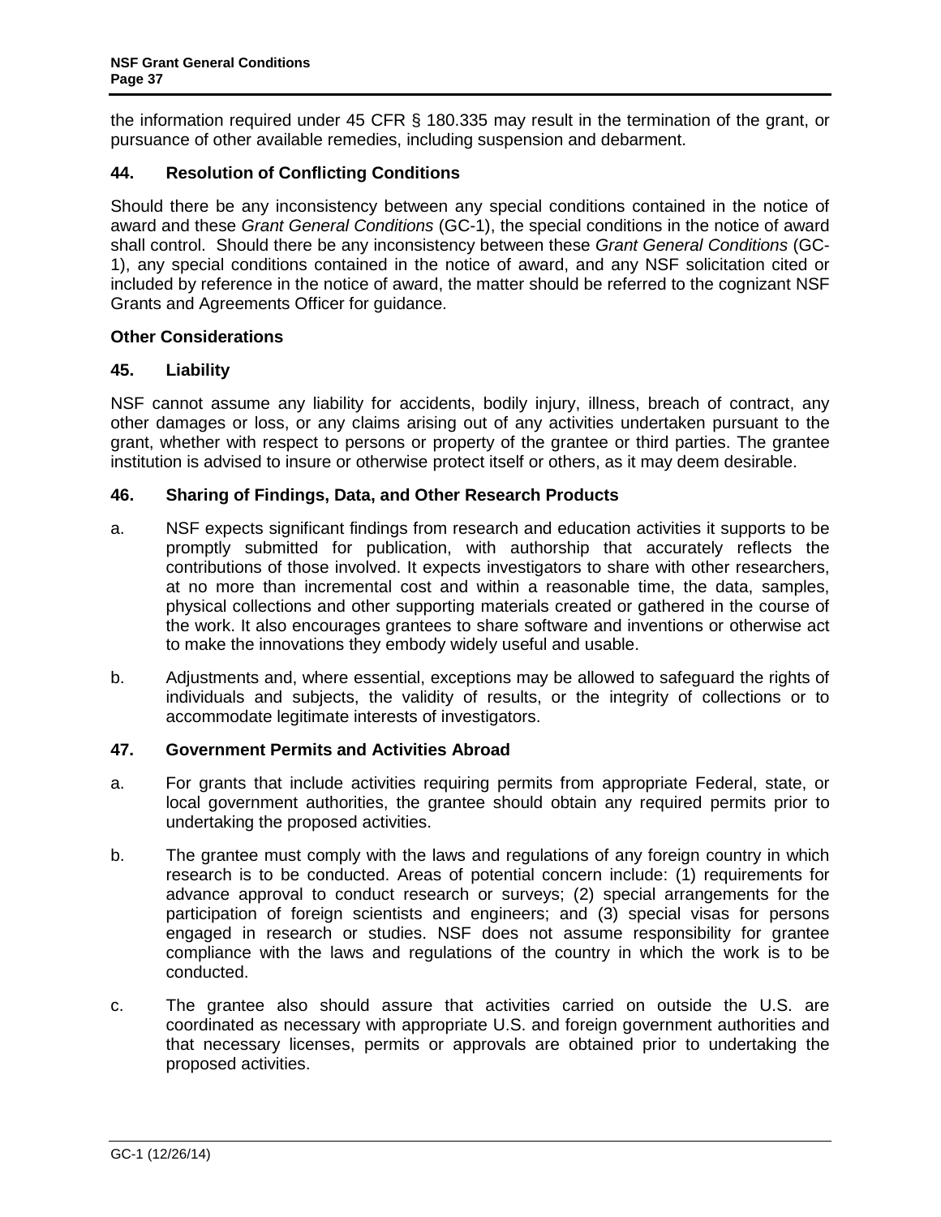the information required under 45 CFR § 180.335 may result in the termination of the grant, or pursuance of other available remedies, including suspension and debarment.

### 44. Resolution of Conflicting Conditions

Should there be any inconsistency between any special conditions contained in the notice of award and these *Grant General Conditions* (GC-1), the special conditions in the notice of award shall control. Should there be any inconsistency between these *Grant General Conditions* (GC-1), any special conditions contained in the notice of award, and any NSF solicitation cited or included by reference in the notice of award, the matter should be referred to the cognizant NSF Grants and Agreements Officer for guidance.

## Other Considerations

### 45. Liability

NSF cannot assume any liability for accidents, bodily injury, illness, breach of contract, any other damages or loss, or any claims arising out of any activities undertaken pursuant to the grant, whether with respect to persons or property of the grantee or third parties. The grantee institution is advised to insure or otherwise protect itself or others, as it may deem desirable.

### 46. Sharing of Findings, Data, and Other Research Products

a. NSF expects significant findings from research and education activities it supports to be promptly submitted for publication, with authorship that accurately reflects the contributions of those involved. It expects investigators to share with other researchers, at no more than incremental cost and within a reasonable time, the data, samples, physical collections and other supporting materials created or gathered in the course of the work. It also encourages grantees to share software and inventions or otherwise act to make the innovations they embody widely useful and usable.

b. Adjustments and, where essential, exceptions may be allowed to safeguard the rights of individuals and subjects, the validity of results, or the integrity of collections or to accommodate legitimate interests of investigators.

### 47. Government Permits and Activities Abroad

a. For grants that include activities requiring permits from appropriate Federal, state, or local government authorities, the grantee should obtain any required permits prior to undertaking the proposed activities.

b. The grantee must comply with the laws and regulations of any foreign country in which research is to be conducted. Areas of potential concern include: (1) requirements for advance approval to conduct research or surveys; (2) special arrangements for the participation of foreign scientists and engineers; and (3) special visas for persons engaged in research or studies. NSF does not assume responsibility for grantee compliance with the laws and regulations of the country in which the work is to be conducted.

c. The grantee also should assure that activities carried on outside the U.S. are coordinated as necessary with appropriate U.S. and foreign government authorities and that necessary licenses, permits or approvals are obtained prior to undertaking the proposed activities.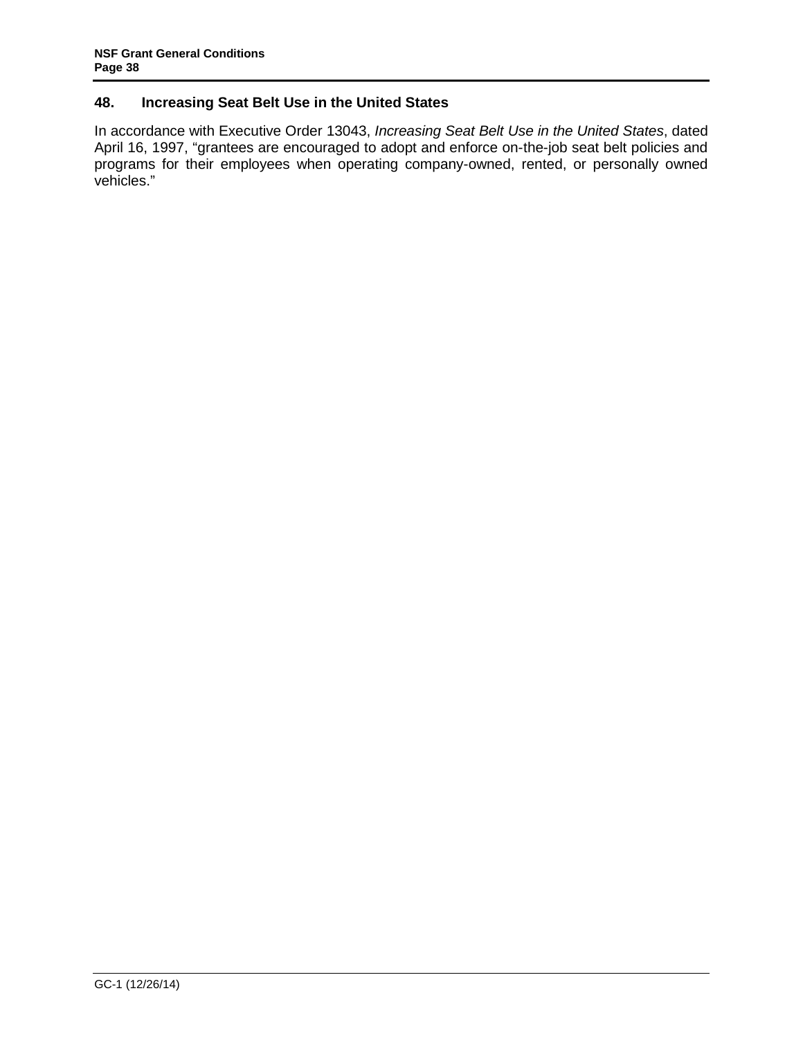## 48. Increasing Seat Belt Use in the United States

In accordance with Executive Order 13043, *Increasing Seat Belt Use in the United States*, dated April 16, 1997, "grantees are encouraged to adopt and enforce on-the-job seat belt policies and programs for their employees when operating company-owned, rented, or personally owned vehicles."